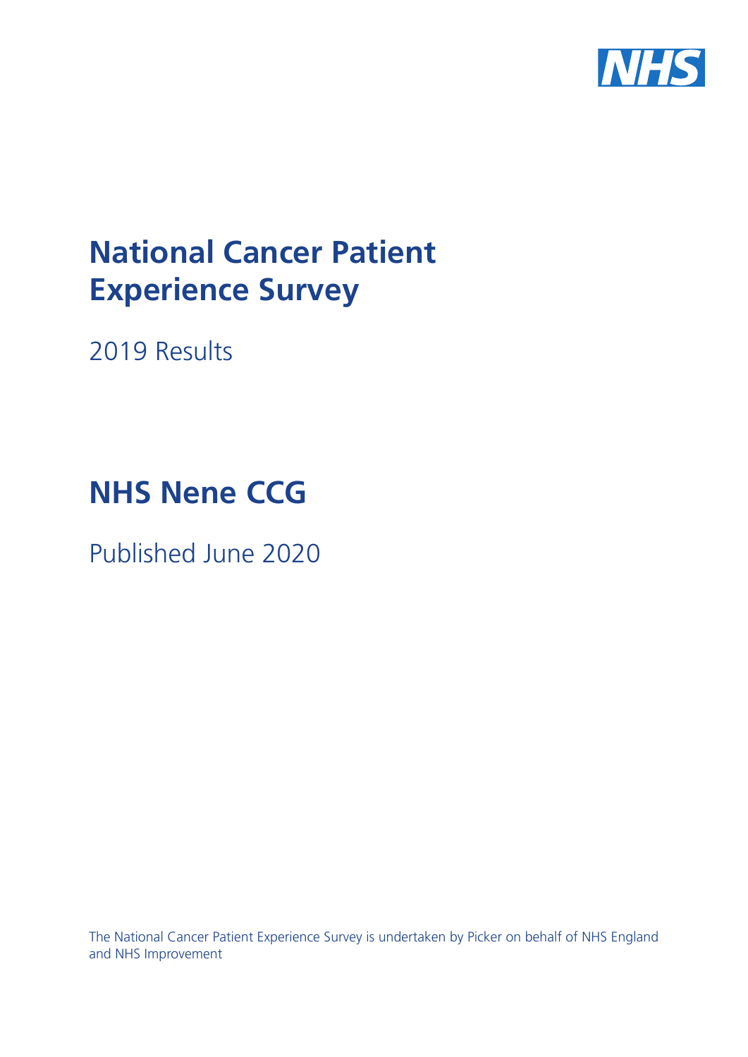# National Cancer Patient Experience Survey

2019 Results

# NHS Nene CCG

Published June 2020

The National Cancer Patient Experience Survey is undertaken by Picker on behalf of NHS England and NHS Improvement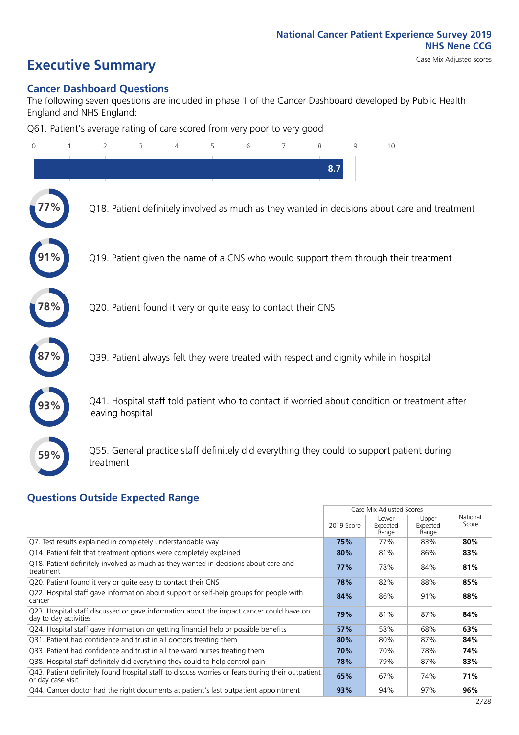National Cancer Patient Experience Survey 2019
NHS Nene CCG

Case Mix Adjusted scores

# Executive Summary

## Cancer Dashboard Questions

The following seven questions are included in phase 1 of the Cancer Dashboard developed by Public Health England and NHS England:

Q61. Patient's average rating of care scored from very poor to very good

8.7

77% Q18. Patient definitely involved as much as they wanted in decisions about care and treatment

91% Q19. Patient given the name of a CNS who would support them through their treatment

78% Q20. Patient found it very or quite easy to contact their CNS

87% Q39. Patient always felt they were treated with respect and dignity while in hospital

93% Q41. Hospital staff told patient who to contact if worried about condition or treatment after leaving hospital

59% Q55. General practice staff definitely did everything they could to support patient during treatment

## Questions Outside Expected Range

| | Case Mix Adjusted Scores | | | National Score |
|---|---|---|---|---|
| | 2019 Score | Lower Expected Range | Upper Expected Range | |
| Q7. Test results explained in completely understandable way | **75%** | 77% | 83% | **80%** |
| Q14. Patient felt that treatment options were completely explained | **80%** | 81% | 86% | **83%** |
| Q18. Patient definitely involved as much as they wanted in decisions about care and treatment | **77%** | 78% | 84% | **81%** |
| Q20. Patient found it very or quite easy to contact their CNS | **78%** | 82% | 88% | **85%** |
| Q22. Hospital staff gave information about support or self-help groups for people with cancer | **84%** | 86% | 91% | **88%** |
| Q23. Hospital staff discussed or gave information about the impact cancer could have on day to day activities | **79%** | 81% | 87% | **84%** |
| Q24. Hospital staff gave information on getting financial help or possible benefits | **57%** | 58% | 68% | **63%** |
| Q31. Patient had confidence and trust in all doctors treating them | **80%** | 80% | 87% | **84%** |
| Q33. Patient had confidence and trust in all the ward nurses treating them | **70%** | 70% | 78% | **74%** |
| Q38. Hospital staff definitely did everything they could to help control pain | **78%** | 79% | 87% | **83%** |
| Q43. Patient definitely found hospital staff to discuss worries or fears during their outpatient or day case visit | **65%** | 67% | 74% | **71%** |
| Q44. Cancer doctor had the right documents at patient's last outpatient appointment | **93%** | 94% | 97% | **96%** |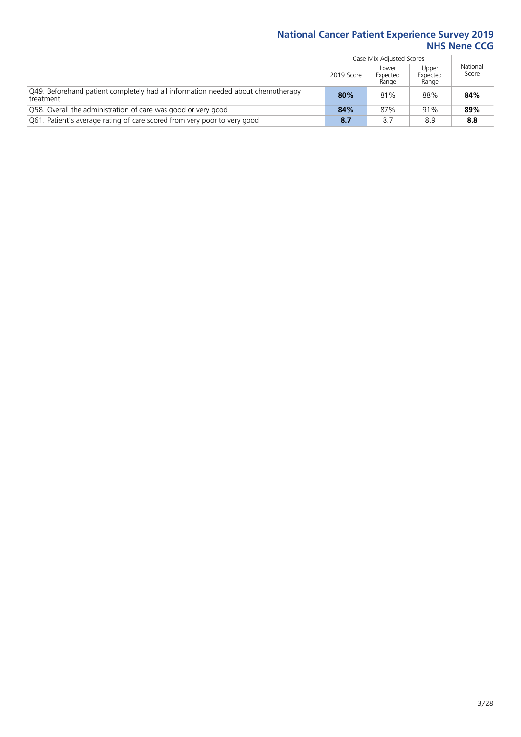| | Case Mix Adjusted Scores | | | National Score |
|---|---|---|---|---|
| | 2019 Score | Lower Expected Range | Upper Expected Range | |
| Q49. Beforehand patient completely had all information needed about chemotherapy treatment | **80%** | 81% | 88% | **84%** |
| Q58. Overall the administration of care was good or very good | **84%** | 87% | 91% | **89%** |
| Q61. Patient's average rating of care scored from very poor to very good | **8.7** | 8.7 | 8.9 | **8.8** |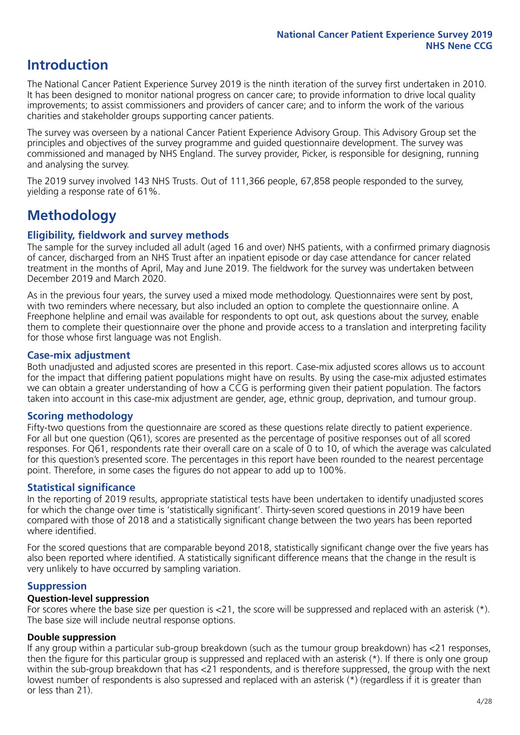# Introduction

The National Cancer Patient Experience Survey 2019 is the ninth iteration of the survey first undertaken in 2010. It has been designed to monitor national progress on cancer care; to provide information to drive local quality improvements; to assist commissioners and providers of cancer care; and to inform the work of the various charities and stakeholder groups supporting cancer patients.

The survey was overseen by a national Cancer Patient Experience Advisory Group. This Advisory Group set the principles and objectives of the survey programme and guided questionnaire development. The survey was commissioned and managed by NHS England. The survey provider, Picker, is responsible for designing, running and analysing the survey.

The 2019 survey involved 143 NHS Trusts. Out of 111,366 people, 67,858 people responded to the survey, yielding a response rate of 61%.

# Methodology

### Eligibility, fieldwork and survey methods

The sample for the survey included all adult (aged 16 and over) NHS patients, with a confirmed primary diagnosis of cancer, discharged from an NHS Trust after an inpatient episode or day case attendance for cancer related treatment in the months of April, May and June 2019. The fieldwork for the survey was undertaken between December 2019 and March 2020.

As in the previous four years, the survey used a mixed mode methodology. Questionnaires were sent by post, with two reminders where necessary, but also included an option to complete the questionnaire online. A Freephone helpline and email was available for respondents to opt out, ask questions about the survey, enable them to complete their questionnaire over the phone and provide access to a translation and interpreting facility for those whose first language was not English.

### Case-mix adjustment

Both unadjusted and adjusted scores are presented in this report. Case-mix adjusted scores allows us to account for the impact that differing patient populations might have on results. By using the case-mix adjusted estimates we can obtain a greater understanding of how a CCG is performing given their patient population. The factors taken into account in this case-mix adjustment are gender, age, ethnic group, deprivation, and tumour group.

### Scoring methodology

Fifty-two questions from the questionnaire are scored as these questions relate directly to patient experience. For all but one question (Q61), scores are presented as the percentage of positive responses out of all scored responses. For Q61, respondents rate their overall care on a scale of 0 to 10, of which the average was calculated for this question's presented score. The percentages in this report have been rounded to the nearest percentage point. Therefore, in some cases the figures do not appear to add up to 100%.

### Statistical significance

In the reporting of 2019 results, appropriate statistical tests have been undertaken to identify unadjusted scores for which the change over time is 'statistically significant'. Thirty-seven scored questions in 2019 have been compared with those of 2018 and a statistically significant change between the two years has been reported where identified.

For the scored questions that are comparable beyond 2018, statistically significant change over the five years has also been reported where identified. A statistically significant difference means that the change in the result is very unlikely to have occurred by sampling variation.

### Suppression

#### Question-level suppression

For scores where the base size per question is <21, the score will be suppressed and replaced with an asterisk (*). The base size will include neutral response options.

#### Double suppression

If any group within a particular sub-group breakdown (such as the tumour group breakdown) has <21 responses, then the figure for this particular group is suppressed and replaced with an asterisk (*). If there is only one group within the sub-group breakdown that has <21 respondents, and is therefore suppressed, the group with the next lowest number of respondents is also supressed and replaced with an asterisk (*) (regardless if it is greater than or less than 21).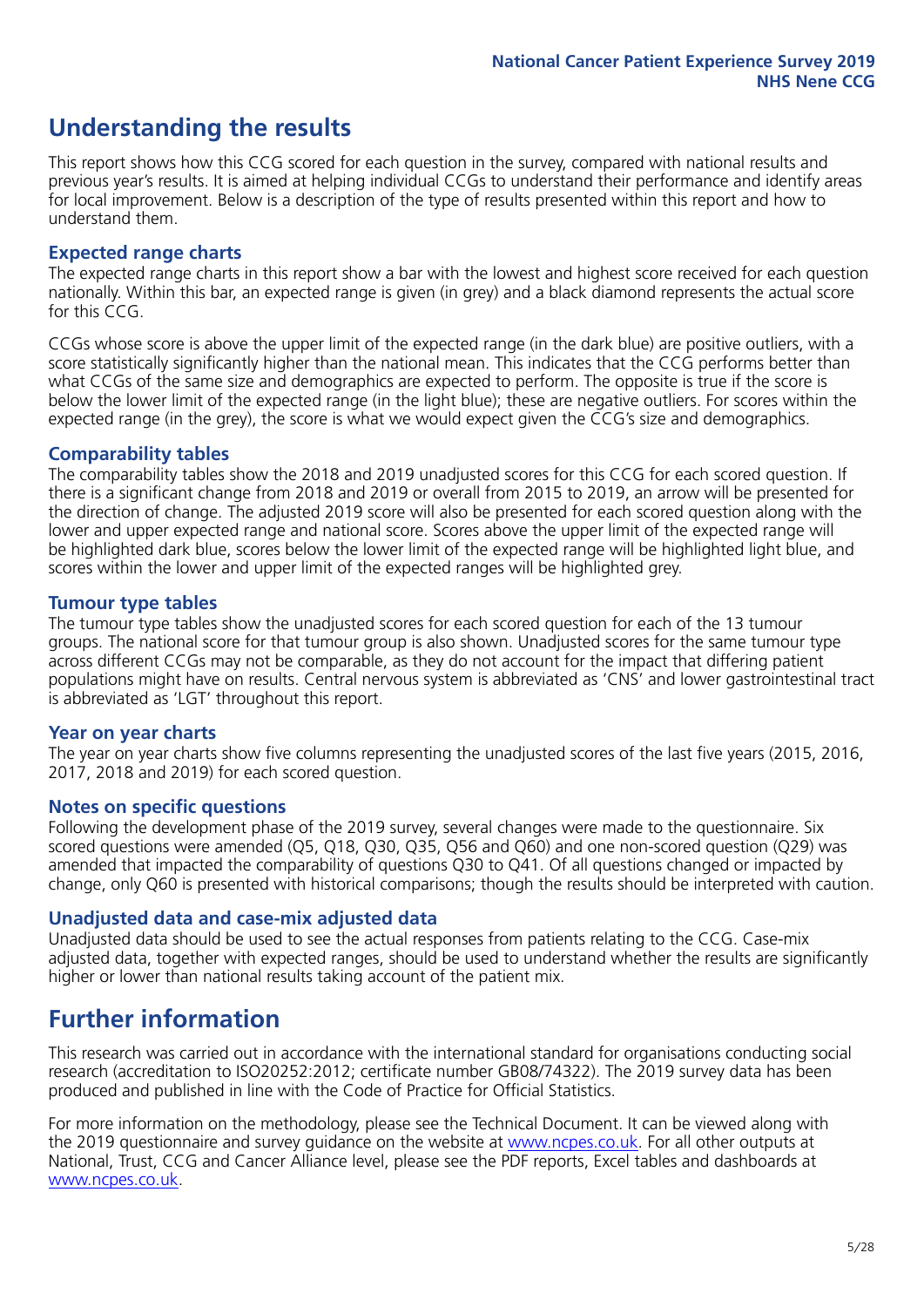# Understanding the results

This report shows how this CCG scored for each question in the survey, compared with national results and previous year's results. It is aimed at helping individual CCGs to understand their performance and identify areas for local improvement. Below is a description of the type of results presented within this report and how to understand them.

## Expected range charts

The expected range charts in this report show a bar with the lowest and highest score received for each question nationally. Within this bar, an expected range is given (in grey) and a black diamond represents the actual score for this CCG.

CCGs whose score is above the upper limit of the expected range (in the dark blue) are positive outliers, with a score statistically significantly higher than the national mean. This indicates that the CCG performs better than what CCGs of the same size and demographics are expected to perform. The opposite is true if the score is below the lower limit of the expected range (in the light blue); these are negative outliers. For scores within the expected range (in the grey), the score is what we would expect given the CCG's size and demographics.

## Comparability tables

The comparability tables show the 2018 and 2019 unadjusted scores for this CCG for each scored question. If there is a significant change from 2018 and 2019 or overall from 2015 to 2019, an arrow will be presented for the direction of change. The adjusted 2019 score will also be presented for each scored question along with the lower and upper expected range and national score. Scores above the upper limit of the expected range will be highlighted dark blue, scores below the lower limit of the expected range will be highlighted light blue, and scores within the lower and upper limit of the expected ranges will be highlighted grey.

## Tumour type tables

The tumour type tables show the unadjusted scores for each scored question for each of the 13 tumour groups. The national score for that tumour group is also shown. Unadjusted scores for the same tumour type across different CCGs may not be comparable, as they do not account for the impact that differing patient populations might have on results. Central nervous system is abbreviated as 'CNS' and lower gastrointestinal tract is abbreviated as 'LGT' throughout this report.

## Year on year charts

The year on year charts show five columns representing the unadjusted scores of the last five years (2015, 2016, 2017, 2018 and 2019) for each scored question.

## Notes on specific questions

Following the development phase of the 2019 survey, several changes were made to the questionnaire. Six scored questions were amended (Q5, Q18, Q30, Q35, Q56 and Q60) and one non-scored question (Q29) was amended that impacted the comparability of questions Q30 to Q41. Of all questions changed or impacted by change, only Q60 is presented with historical comparisons; though the results should be interpreted with caution.

## Unadjusted data and case-mix adjusted data

Unadjusted data should be used to see the actual responses from patients relating to the CCG. Case-mix adjusted data, together with expected ranges, should be used to understand whether the results are significantly higher or lower than national results taking account of the patient mix.

# Further information

This research was carried out in accordance with the international standard for organisations conducting social research (accreditation to ISO20252:2012; certificate number GB08/74322). The 2019 survey data has been produced and published in line with the Code of Practice for Official Statistics.

For more information on the methodology, please see the Technical Document. It can be viewed along with the 2019 questionnaire and survey guidance on the website at www.ncpes.co.uk. For all other outputs at National, Trust, CCG and Cancer Alliance level, please see the PDF reports, Excel tables and dashboards at www.ncpes.co.uk.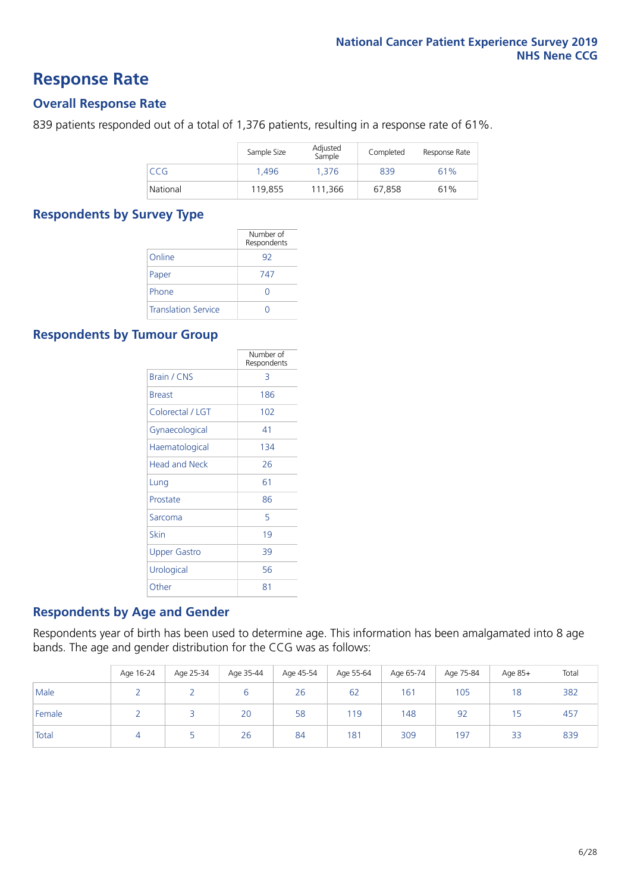# Response Rate

## Overall Response Rate

839 patients responded out of a total of 1,376 patients, resulting in a response rate of 61%.

| | Sample Size | Adjusted Sample | Completed | Response Rate |
|---|---|---|---|---|
| CCG | 1,496 | 1,376 | 839 | 61% |
| National | 119,855 | 111,366 | 67,858 | 61% |

## Respondents by Survey Type

| | Number of Respondents |
|---|---|
| Online | 92 |
| Paper | 747 |
| Phone | 0 |
| Translation Service | 0 |

## Respondents by Tumour Group

| | Number of Respondents |
|---|---|
| Brain / CNS | 3 |
| Breast | 186 |
| Colorectal / LGT | 102 |
| Gynaecological | 41 |
| Haematological | 134 |
| Head and Neck | 26 |
| Lung | 61 |
| Prostate | 86 |
| Sarcoma | 5 |
| Skin | 19 |
| Upper Gastro | 39 |
| Urological | 56 |
| Other | 81 |

## Respondents by Age and Gender

Respondents year of birth has been used to determine age. This information has been amalgamated into 8 age bands. The age and gender distribution for the CCG was as follows:

| | Age 16-24 | Age 25-34 | Age 35-44 | Age 45-54 | Age 55-64 | Age 65-74 | Age 75-84 | Age 85+ | Total |
|---|---|---|---|---|---|---|---|---|---|
| Male | 2 | 2 | 6 | 26 | 62 | 161 | 105 | 18 | 382 |
| Female | 2 | 3 | 20 | 58 | 119 | 148 | 92 | 15 | 457 |
| Total | 4 | 5 | 26 | 84 | 181 | 309 | 197 | 33 | 839 |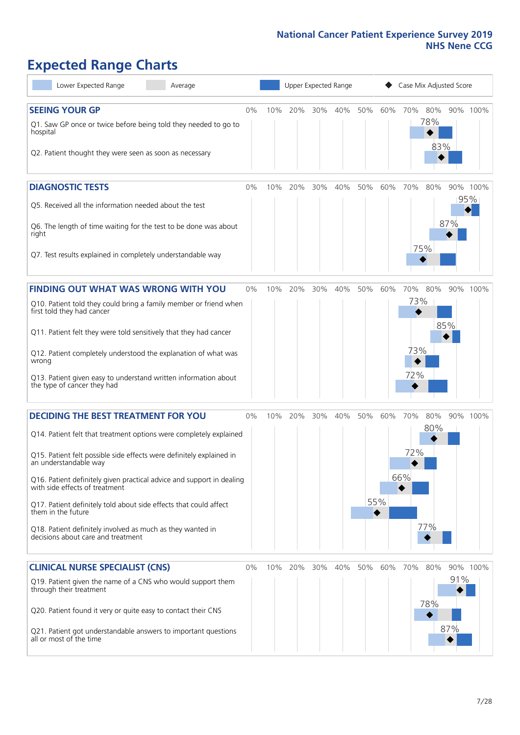National Cancer Patient Experience Survey 2019
NHS Nene CCG

# Expected Range Charts

Legend: Lower Expected Range | Average | Upper Expected Range | ◆ Case Mix Adjusted Score

## SEEING YOUR GP

| Question | Case Mix Adjusted Score |
|---|---|
| Q1. Saw GP once or twice before being told they needed to go to hospital | 78% |
| Q2. Patient thought they were seen as soon as necessary | 83% |

## DIAGNOSTIC TESTS

| Question | Case Mix Adjusted Score |
|---|---|
| Q5. Received all the information needed about the test | 95% |
| Q6. The length of time waiting for the test to be done was about right | 87% |
| Q7. Test results explained in completely understandable way | 75% |

## FINDING OUT WHAT WAS WRONG WITH YOU

| Question | Case Mix Adjusted Score |
|---|---|
| Q10. Patient told they could bring a family member or friend when first told they had cancer | 73% |
| Q11. Patient felt they were told sensitively that they had cancer | 85% |
| Q12. Patient completely understood the explanation of what was wrong | 73% |
| Q13. Patient given easy to understand written information about the type of cancer they had | 72% |

## DECIDING THE BEST TREATMENT FOR YOU

| Question | Case Mix Adjusted Score |
|---|---|
| Q14. Patient felt that treatment options were completely explained | 80% |
| Q15. Patient felt possible side effects were definitely explained in an understandable way | 72% |
| Q16. Patient definitely given practical advice and support in dealing with side effects of treatment | 66% |
| Q17. Patient definitely told about side effects that could affect them in the future | 55% |
| Q18. Patient definitely involved as much as they wanted in decisions about care and treatment | 77% |

## CLINICAL NURSE SPECIALIST (CNS)

| Question | Case Mix Adjusted Score |
|---|---|
| Q19. Patient given the name of a CNS who would support them through their treatment | 91% |
| Q20. Patient found it very or quite easy to contact their CNS | 78% |
| Q21. Patient got understandable answers to important questions all or most of the time | 87% |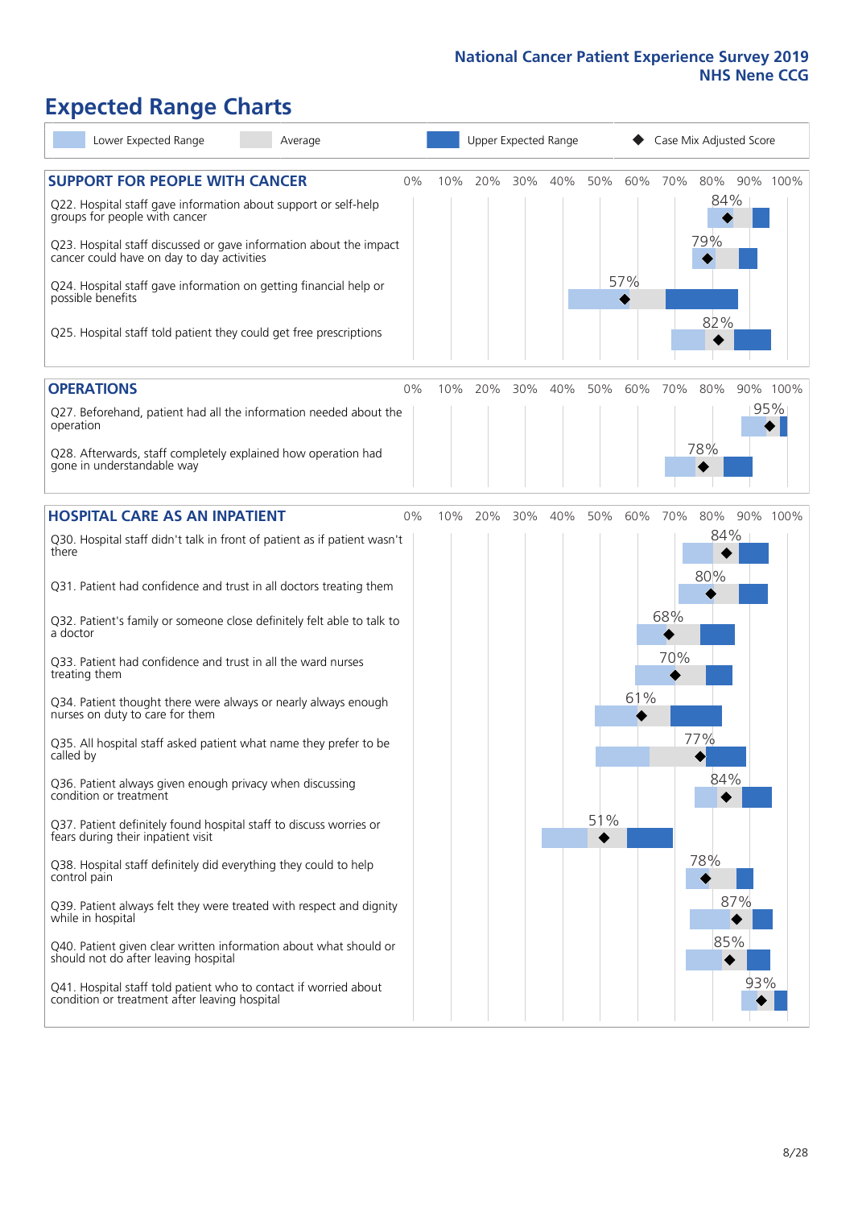# Expected Range Charts

Legend: Lower Expected Range | Average | Upper Expected Range | Case Mix Adjusted Score

## SUPPORT FOR PEOPLE WITH CANCER

| Question | Case Mix Adjusted Score |
|---|---|
| Q22. Hospital staff gave information about support or self-help groups for people with cancer | 84% |
| Q23. Hospital staff discussed or gave information about the impact cancer could have on day to day activities | 79% |
| Q24. Hospital staff gave information on getting financial help or possible benefits | 57% |
| Q25. Hospital staff told patient they could get free prescriptions | 82% |

## OPERATIONS

| Question | Case Mix Adjusted Score |
|---|---|
| Q27. Beforehand, patient had all the information needed about the operation | 95% |
| Q28. Afterwards, staff completely explained how operation had gone in understandable way | 78% |

## HOSPITAL CARE AS AN INPATIENT

| Question | Case Mix Adjusted Score |
|---|---|
| Q30. Hospital staff didn't talk in front of patient as if patient wasn't there | 84% |
| Q31. Patient had confidence and trust in all doctors treating them | 80% |
| Q32. Patient's family or someone close definitely felt able to talk to a doctor | 68% |
| Q33. Patient had confidence and trust in all the ward nurses treating them | 70% |
| Q34. Patient thought there were always or nearly always enough nurses on duty to care for them | 61% |
| Q35. All hospital staff asked patient what name they prefer to be called by | 77% |
| Q36. Patient always given enough privacy when discussing condition or treatment | 84% |
| Q37. Patient definitely found hospital staff to discuss worries or fears during their inpatient visit | 51% |
| Q38. Hospital staff definitely did everything they could to help control pain | 78% |
| Q39. Patient always felt they were treated with respect and dignity while in hospital | 87% |
| Q40. Patient given clear written information about what should or should not do after leaving hospital | 85% |
| Q41. Hospital staff told patient who to contact if worried about condition or treatment after leaving hospital | 93% |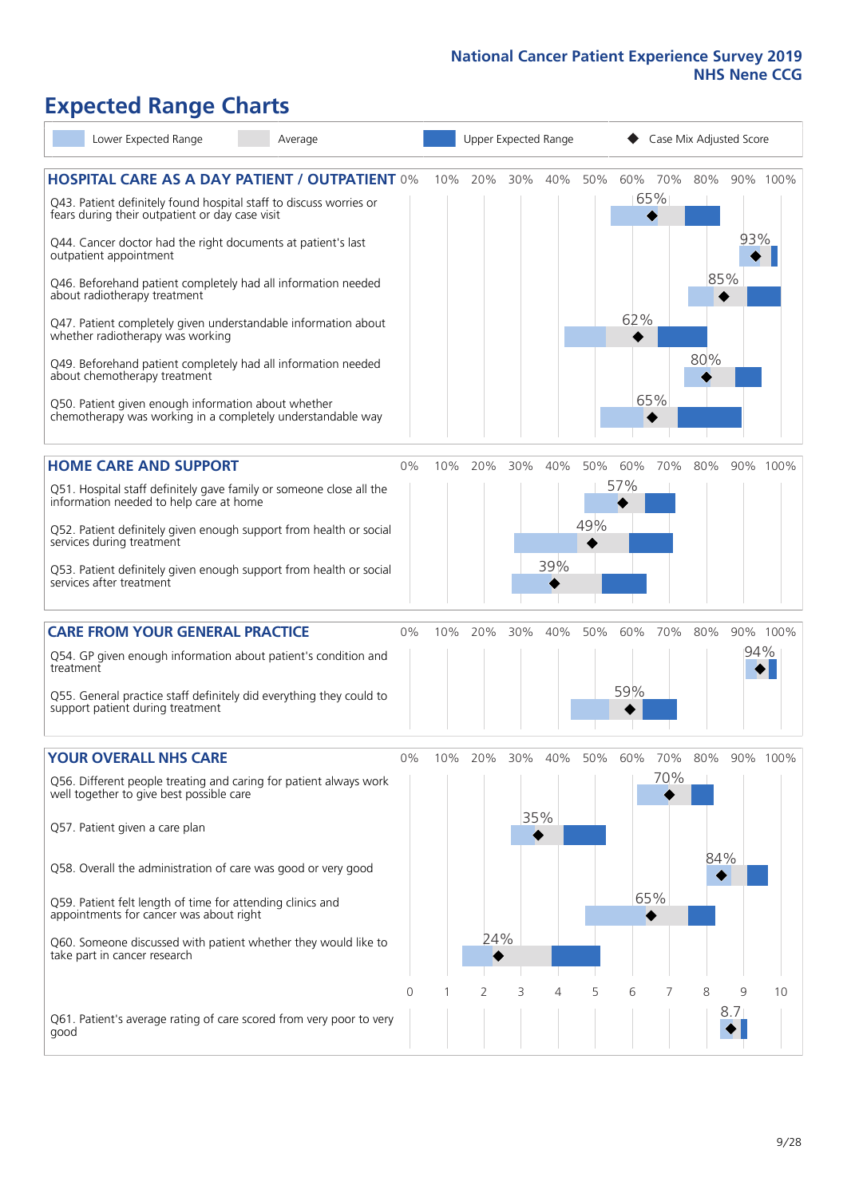# Expected Range Charts

Legend: Lower Expected Range | Average | Upper Expected Range | Case Mix Adjusted Score

## HOSPITAL CARE AS A DAY PATIENT / OUTPATIENT

| Question | Case Mix Adjusted Score |
|---|---|
| Q43. Patient definitely found hospital staff to discuss worries or fears during their outpatient or day case visit | 65% |
| Q44. Cancer doctor had the right documents at patient's last outpatient appointment | 93% |
| Q46. Beforehand patient completely had all information needed about radiotherapy treatment | 85% |
| Q47. Patient completely given understandable information about whether radiotherapy treatment was working | 62% |
| Q49. Beforehand patient completely had all information needed about chemotherapy treatment | 80% |
| Q50. Patient given enough information about whether chemotherapy was working in a completely understandable way | 65% |

## HOME CARE AND SUPPORT

| Question | Case Mix Adjusted Score |
|---|---|
| Q51. Hospital staff definitely gave family or someone close all the information needed to help care at home | 57% |
| Q52. Patient definitely given enough support from health or social services during treatment | 49% |
| Q53. Patient definitely given enough support from health or social services after treatment | 39% |

## CARE FROM YOUR GENERAL PRACTICE

| Question | Case Mix Adjusted Score |
|---|---|
| Q54. GP given enough information about patient's condition and treatment | 94% |
| Q55. General practice staff definitely did everything they could to support patient during treatment | 59% |

## YOUR OVERALL NHS CARE

| Question | Case Mix Adjusted Score |
|---|---|
| Q56. Different people treating and caring for patient always work well together to give best possible care | 70% |
| Q57. Patient given a care plan | 35% |
| Q58. Overall the administration of care was good or very good | 84% |
| Q59. Patient felt length of time for attending clinics and appointments for cancer was about right | 65% |
| Q60. Someone discussed with patient whether they would like to take part in cancer research | 24% |
| Q61. Patient's average rating of care scored from very poor to very good | 8.7 |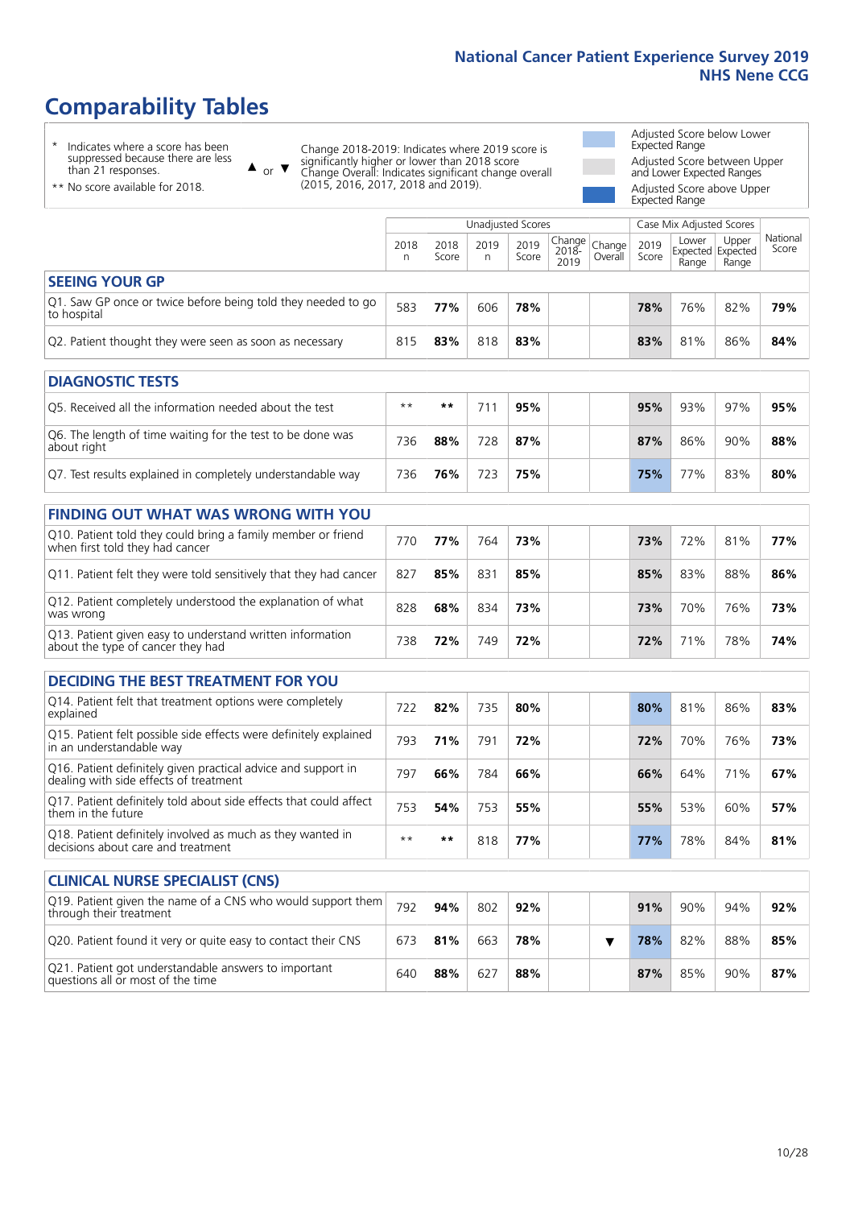National Cancer Patient Experience Survey 2019
NHS Nene CCG

# Comparability Tables

\* Indicates where a score has been suppressed because there are less than 21 responses.

\*\* No score available for 2018.

▲ or ▼ Change 2018-2019: Indicates where 2019 score is significantly higher or lower than 2018 score. Change Overall: Indicates significant change overall (2015, 2016, 2017, 2018 and 2019).

Adjusted Score below Lower Expected Range

Adjusted Score between Upper and Lower Expected Ranges

Adjusted Score above Upper Expected Range

| | Unadjusted Scores | | | | | | Case Mix Adjusted Scores | | | |
|---|---|---|---|---|---|---|---|---|---|---|
| | 2018 n | 2018 Score | 2019 n | 2019 Score | Change 2018-2019 | Change Overall | 2019 Score | Lower Expected Range | Upper Expected Range | National Score |
| **SEEING YOUR GP** | | | | | | | | | | |
| Q1. Saw GP once or twice before being told they needed to go to hospital | 583 | **77%** | 606 | **78%** | | | **78%** | 76% | 82% | **79%** |
| Q2. Patient thought they were seen as soon as necessary | 815 | **83%** | 818 | **83%** | | | **83%** | 81% | 86% | **84%** |
| **DIAGNOSTIC TESTS** | | | | | | | | | | |
| Q5. Received all the information needed about the test | ** | ** | 711 | **95%** | | | **95%** | 93% | 97% | **95%** |
| Q6. The length of time waiting for the test to be done was about right | 736 | **88%** | 728 | **87%** | | | **87%** | 86% | 90% | **88%** |
| Q7. Test results explained in completely understandable way | 736 | **76%** | 723 | **75%** | | | **75%** | 77% | 83% | **80%** |
| **FINDING OUT WHAT WAS WRONG WITH YOU** | | | | | | | | | | |
| Q10. Patient told they could bring a family member or friend when first told they had cancer | 770 | **77%** | 764 | **73%** | | | **73%** | 72% | 81% | **77%** |
| Q11. Patient felt they were told sensitively that they had cancer | 827 | **85%** | 831 | **85%** | | | **85%** | 83% | 88% | **86%** |
| Q12. Patient completely understood the explanation of what was wrong | 828 | **68%** | 834 | **73%** | | | **73%** | 70% | 76% | **73%** |
| Q13. Patient given easy to understand written information about the type of cancer they had | 738 | **72%** | 749 | **72%** | | | **72%** | 71% | 78% | **74%** |
| **DECIDING THE BEST TREATMENT FOR YOU** | | | | | | | | | | |
| Q14. Patient felt that treatment options were completely explained | 722 | **82%** | 735 | **80%** | | | **80%** | 81% | 86% | **83%** |
| Q15. Patient felt possible side effects were definitely explained in an understandable way | 793 | **71%** | 791 | **72%** | | | **72%** | 70% | 76% | **73%** |
| Q16. Patient definitely given practical advice and support in dealing with side effects of treatment | 797 | **66%** | 784 | **66%** | | | **66%** | 64% | 71% | **67%** |
| Q17. Patient definitely told about side effects that could affect them in the future | 753 | **54%** | 753 | **55%** | | | **55%** | 53% | 60% | **57%** |
| Q18. Patient definitely involved as much as they wanted in decisions about care and treatment | ** | ** | 818 | **77%** | | | **77%** | 78% | 84% | **81%** |
| **CLINICAL NURSE SPECIALIST (CNS)** | | | | | | | | | | |
| Q19. Patient given the name of a CNS who would support them through their treatment | 792 | **94%** | 802 | **92%** | | | **91%** | 90% | 94% | **92%** |
| Q20. Patient found it very or quite easy to contact their CNS | 673 | **81%** | 663 | **78%** | | ▼ | **78%** | 82% | 88% | **85%** |
| Q21. Patient got understandable answers to important questions all or most of the time | 640 | **88%** | 627 | **88%** | | | **87%** | 85% | 90% | **87%** |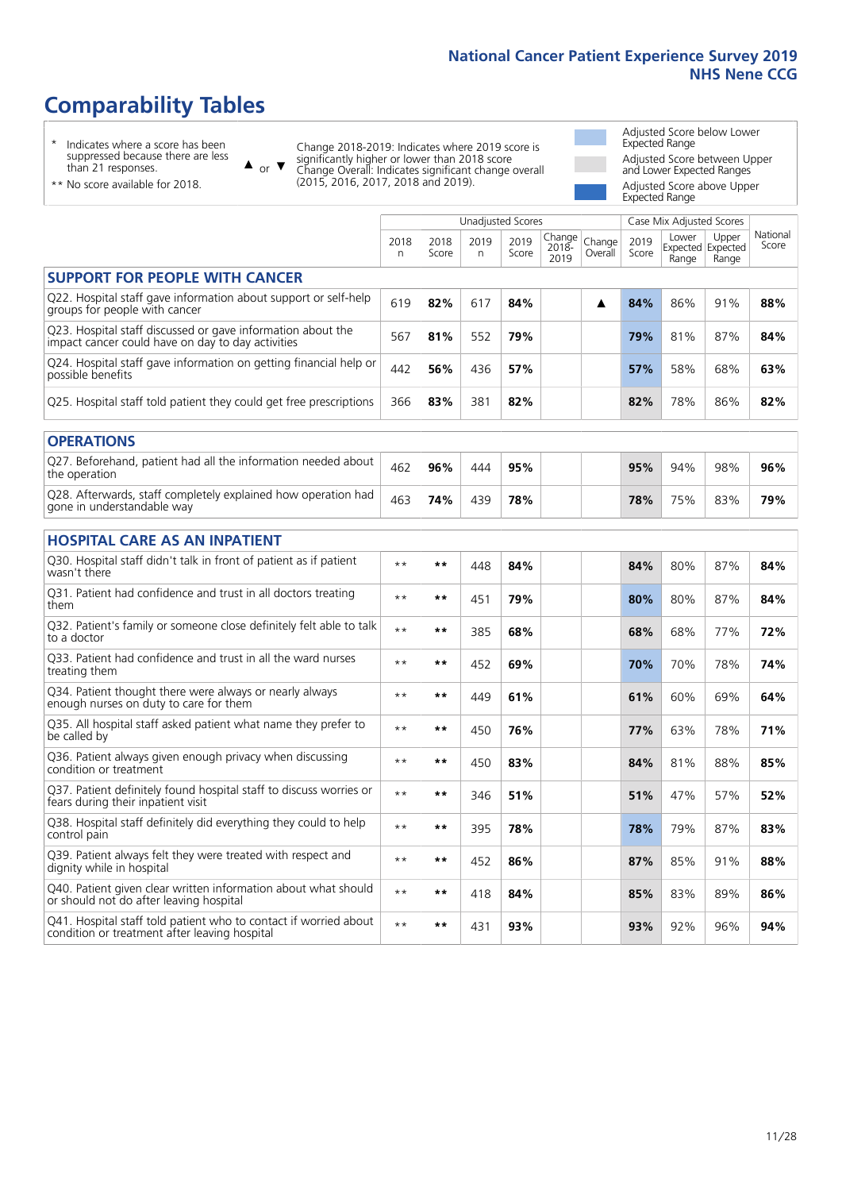# Comparability Tables

- \* Indicates where a score has been suppressed because there are less than 21 responses.
- \*\* No score available for 2018.

▲ or ▼ Change 2018-2019: Indicates where 2019 score is significantly higher or lower than 2018 score. Change Overall: Indicates significant change overall (2015, 2016, 2017, 2018 and 2019).

- Adjusted Score below Lower Expected Range
- Adjusted Score between Upper and Lower Expected Ranges
- Adjusted Score above Upper Expected Range

| | Unadjusted Scores | | | | | | Case Mix Adjusted Scores | | | |
|---|---|---|---|---|---|---|---|---|---|---|
| | 2018 n | 2018 Score | 2019 n | 2019 Score | Change 2018-2019 | Change Overall | 2019 Score | Lower Expected Range | Upper Expected Range | National Score |
| **SUPPORT FOR PEOPLE WITH CANCER** | | | | | | | | | | |
| Q22. Hospital staff gave information about support or self-help groups for people with cancer | 619 | **82%** | 617 | **84%** | | ▲ | **84%** | 86% | 91% | **88%** |
| Q23. Hospital staff discussed or gave information about the impact cancer could have on day to day activities | 567 | **81%** | 552 | **79%** | | | **79%** | 81% | 87% | **84%** |
| Q24. Hospital staff gave information on getting financial help or possible benefits | 442 | **56%** | 436 | **57%** | | | **57%** | 58% | 68% | **63%** |
| Q25. Hospital staff told patient they could get free prescriptions | 366 | **83%** | 381 | **82%** | | | **82%** | 78% | 86% | **82%** |
| **OPERATIONS** | | | | | | | | | | |
| Q27. Beforehand, patient had all the information needed about the operation | 462 | **96%** | 444 | **95%** | | | **95%** | 94% | 98% | **96%** |
| Q28. Afterwards, staff completely explained how operation had gone in understandable way | 463 | **74%** | 439 | **78%** | | | **78%** | 75% | 83% | **79%** |
| **HOSPITAL CARE AS AN INPATIENT** | | | | | | | | | | |
| Q30. Hospital staff didn't talk in front of patient as if patient wasn't there | ** | ** | 448 | **84%** | | | **84%** | 80% | 87% | **84%** |
| Q31. Patient had confidence and trust in all doctors treating them | ** | ** | 451 | **79%** | | | **80%** | 80% | 87% | **84%** |
| Q32. Patient's family or someone close definitely felt able to talk to a doctor | ** | ** | 385 | **68%** | | | **68%** | 68% | 77% | **72%** |
| Q33. Patient had confidence and trust in all the ward nurses treating them | ** | ** | 452 | **69%** | | | **70%** | 70% | 78% | **74%** |
| Q34. Patient thought there were always or nearly always enough nurses on duty to care for them | ** | ** | 449 | **61%** | | | **61%** | 60% | 69% | **64%** |
| Q35. All hospital staff asked patient what name they prefer to be called by | ** | ** | 450 | **76%** | | | **77%** | 63% | 78% | **71%** |
| Q36. Patient always given enough privacy when discussing condition or treatment | ** | ** | 450 | **83%** | | | **84%** | 81% | 88% | **85%** |
| Q37. Patient definitely found hospital staff to discuss worries or fears during their inpatient visit | ** | ** | 346 | **51%** | | | **51%** | 47% | 57% | **52%** |
| Q38. Hospital staff definitely did everything they could to help control pain | ** | ** | 395 | **78%** | | | **78%** | 79% | 87% | **83%** |
| Q39. Patient always felt they were treated with respect and dignity while in hospital | ** | ** | 452 | **86%** | | | **87%** | 85% | 91% | **88%** |
| Q40. Patient given clear written information about what should or should not do after leaving hospital | ** | ** | 418 | **84%** | | | **85%** | 83% | 89% | **86%** |
| Q41. Hospital staff told patient who to contact if worried about condition or treatment after leaving hospital | ** | ** | 431 | **93%** | | | **93%** | 92% | 96% | **94%** |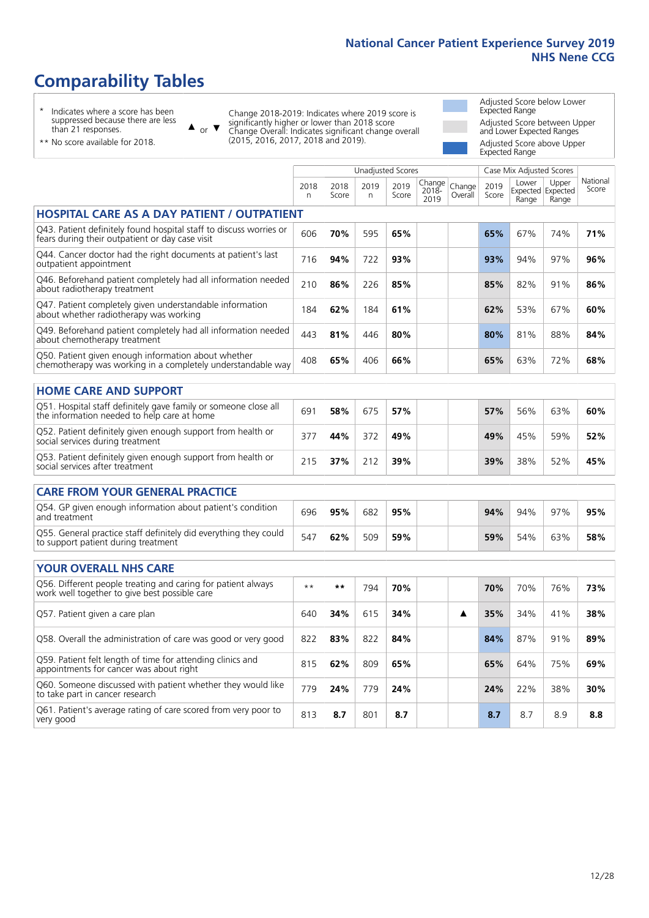# Comparability Tables

- \* Indicates where a score has been suppressed because there are less than 21 responses.
- \*\* No score available for 2018.

▲ or ▼ Change 2018-2019: Indicates where 2019 score is significantly higher or lower than 2018 score. Change Overall: Indicates significant change overall (2015, 2016, 2017, 2018 and 2019).

- Adjusted Score below Lower Expected Range
- Adjusted Score between Upper and Lower Expected Ranges
- Adjusted Score above Upper Expected Range

| | Unadjusted Scores | | | | | | Case Mix Adjusted Scores | | | |
|---|---|---|---|---|---|---|---|---|---|---|
| | 2018 n | 2018 Score | 2019 n | 2019 Score | Change 2018-2019 | Change Overall | 2019 Score | Lower Expected Range | Upper Expected Range | National Score |
| **HOSPITAL CARE AS A DAY PATIENT / OUTPATIENT** | | | | | | | | | | |
| Q43. Patient definitely found hospital staff to discuss worries or fears during their outpatient or day case visit | 606 | **70%** | 595 | **65%** | | | **65%** | 67% | 74% | **71%** |
| Q44. Cancer doctor had the right documents at patient's last outpatient appointment | 716 | **94%** | 722 | **93%** | | | **93%** | 94% | 97% | **96%** |
| Q46. Beforehand patient completely had all information needed about radiotherapy treatment | 210 | **86%** | 226 | **85%** | | | **85%** | 82% | 91% | **86%** |
| Q47. Patient completely given understandable information about whether radiotherapy was working | 184 | **62%** | 184 | **61%** | | | **62%** | 53% | 67% | **60%** |
| Q49. Beforehand patient completely had all information needed about chemotherapy treatment | 443 | **81%** | 446 | **80%** | | | **80%** | 81% | 88% | **84%** |
| Q50. Patient given enough information about whether chemotherapy was working in a completely understandable way | 408 | **65%** | 406 | **66%** | | | **65%** | 63% | 72% | **68%** |
| **HOME CARE AND SUPPORT** | | | | | | | | | | |
| Q51. Hospital staff definitely gave family or someone close all the information needed to help care at home | 691 | **58%** | 675 | **57%** | | | **57%** | 56% | 63% | **60%** |
| Q52. Patient definitely given enough support from health or social services during treatment | 377 | **44%** | 372 | **49%** | | | **49%** | 45% | 59% | **52%** |
| Q53. Patient definitely given enough support from health or social services after treatment | 215 | **37%** | 212 | **39%** | | | **39%** | 38% | 52% | **45%** |
| **CARE FROM YOUR GENERAL PRACTICE** | | | | | | | | | | |
| Q54. GP given enough information about patient's condition and treatment | 696 | **95%** | 682 | **95%** | | | **94%** | 94% | 97% | **95%** |
| Q55. General practice staff definitely did everything they could to support patient during treatment | 547 | **62%** | 509 | **59%** | | | **59%** | 54% | 63% | **58%** |
| **YOUR OVERALL NHS CARE** | | | | | | | | | | |
| Q56. Different people treating and caring for patient always work well together to give best possible care | ** | ** | 794 | **70%** | | | **70%** | 70% | 76% | **73%** |
| Q57. Patient given a care plan | 640 | **34%** | 615 | **34%** | | ▲ | **35%** | 34% | 41% | **38%** |
| Q58. Overall the administration of care was good or very good | 822 | **83%** | 822 | **84%** | | | **84%** | 87% | 91% | **89%** |
| Q59. Patient felt length of time for attending clinics and appointments for cancer was about right | 815 | **62%** | 809 | **65%** | | | **65%** | 64% | 75% | **69%** |
| Q60. Someone discussed with patient whether they would like to take part in cancer research | 779 | **24%** | 779 | **24%** | | | **24%** | 22% | 38% | **30%** |
| Q61. Patient's average rating of care scored from very poor to very good | 813 | **8.7** | 801 | **8.7** | | | **8.7** | 8.7 | 8.9 | **8.8** |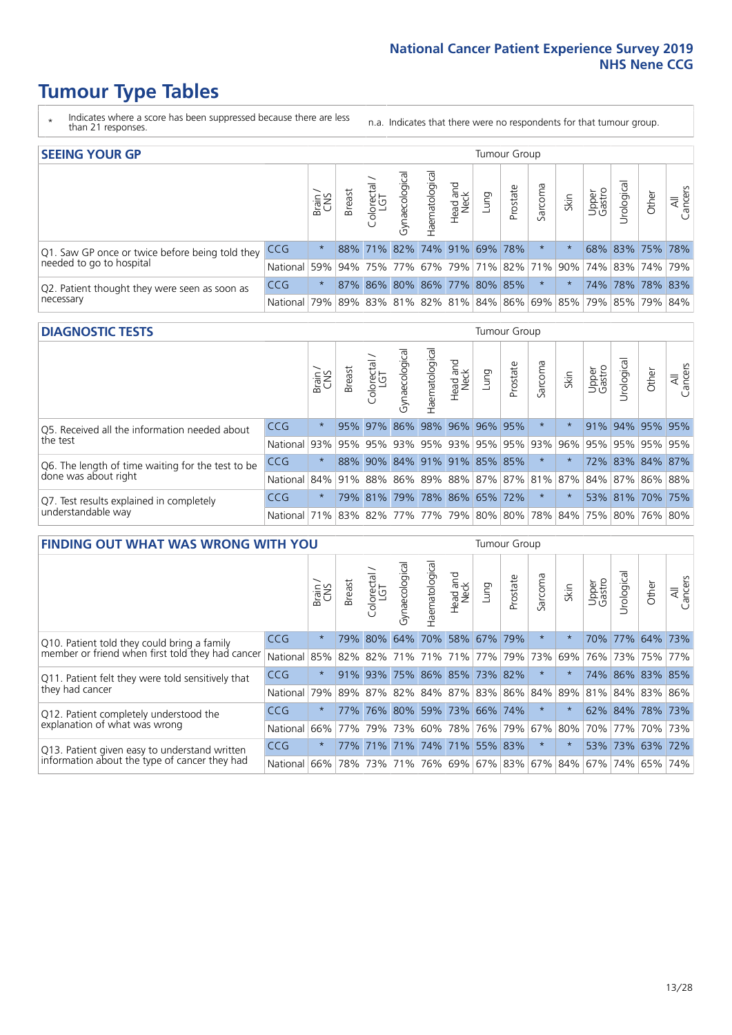# Tumour Type Tables

\* Indicates where a score has been suppressed because there are less than 21 responses.

n.a. Indicates that there were no respondents for that tumour group.

## SEEING YOUR GP

| | | Brain / CNS | Breast | Colorectal / LGT | Gynaecological | Haematological | Head and Neck | Lung | Prostate | Sarcoma | Skin | Upper Gastro | Urological | Other | All Cancers |
|---|---|---|---|---|---|---|---|---|---|---|---|---|---|---|---|
| Q1. Saw GP once or twice before being told they needed to go to hospital | CCG | * | 88% | 71% | 82% | 74% | 91% | 69% | 78% | * | * | 68% | 83% | 75% | 78% |
| | National | 59% | 94% | 75% | 77% | 67% | 79% | 71% | 82% | 71% | 90% | 74% | 83% | 74% | 79% |
| Q2. Patient thought they were seen as soon as necessary | CCG | * | 87% | 86% | 80% | 86% | 77% | 80% | 85% | * | * | 74% | 78% | 78% | 83% |
| | National | 79% | 89% | 83% | 81% | 82% | 81% | 84% | 86% | 69% | 85% | 79% | 85% | 79% | 84% |

## DIAGNOSTIC TESTS

| | | Brain / CNS | Breast | Colorectal / LGT | Gynaecological | Haematological | Head and Neck | Lung | Prostate | Sarcoma | Skin | Upper Gastro | Urological | Other | All Cancers |
|---|---|---|---|---|---|---|---|---|---|---|---|---|---|---|---|
| Q5. Received all the information needed about the test | CCG | * | 95% | 97% | 86% | 98% | 96% | 96% | 95% | * | * | 91% | 94% | 95% | 95% |
| | National | 93% | 95% | 95% | 93% | 95% | 93% | 95% | 95% | 93% | 96% | 95% | 95% | 95% | 95% |
| Q6. The length of time waiting for the test to be done was about right | CCG | * | 88% | 90% | 84% | 91% | 91% | 85% | 85% | * | * | 72% | 83% | 84% | 87% |
| | National | 84% | 91% | 88% | 86% | 89% | 88% | 87% | 87% | 81% | 87% | 84% | 87% | 86% | 88% |
| Q7. Test results explained in completely understandable way | CCG | * | 79% | 81% | 79% | 78% | 86% | 65% | 72% | * | * | 53% | 81% | 70% | 75% |
| | National | 71% | 83% | 82% | 77% | 77% | 79% | 80% | 80% | 78% | 84% | 75% | 80% | 76% | 80% |

## FINDING OUT WHAT WAS WRONG WITH YOU

| | | Brain / CNS | Breast | Colorectal / LGT | Gynaecological | Haematological | Head and Neck | Lung | Prostate | Sarcoma | Skin | Upper Gastro | Urological | Other | All Cancers |
|---|---|---|---|---|---|---|---|---|---|---|---|---|---|---|---|
| Q10. Patient told they could bring a family member or friend when first told they had cancer | CCG | * | 79% | 80% | 64% | 70% | 58% | 67% | 79% | * | * | 70% | 77% | 64% | 73% |
| | National | 85% | 82% | 82% | 71% | 71% | 71% | 77% | 79% | 73% | 69% | 76% | 73% | 75% | 77% |
| Q11. Patient felt they were told sensitively that they had cancer | CCG | * | 91% | 93% | 75% | 86% | 85% | 73% | 82% | * | * | 74% | 86% | 83% | 85% |
| | National | 79% | 89% | 87% | 82% | 84% | 87% | 83% | 86% | 84% | 89% | 81% | 84% | 83% | 86% |
| Q12. Patient completely understood the explanation of what was wrong | CCG | * | 77% | 76% | 80% | 59% | 73% | 66% | 74% | * | * | 62% | 84% | 78% | 73% |
| | National | 66% | 77% | 79% | 73% | 60% | 78% | 76% | 79% | 67% | 80% | 70% | 77% | 70% | 73% |
| Q13. Patient given easy to understand written information about the type of cancer they had | CCG | * | 77% | 71% | 71% | 74% | 71% | 55% | 83% | * | * | 53% | 73% | 63% | 72% |
| | National | 66% | 78% | 73% | 71% | 76% | 69% | 67% | 83% | 67% | 84% | 67% | 74% | 65% | 74% |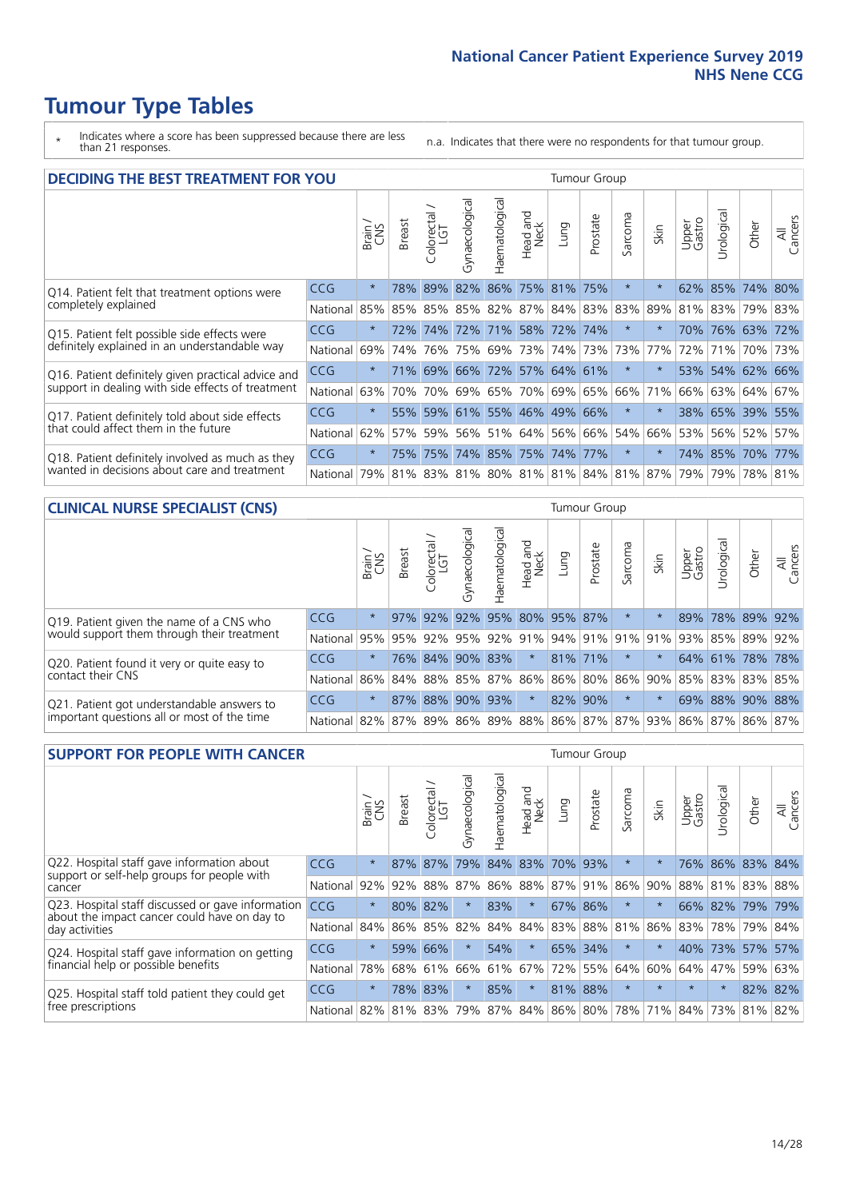# Tumour Type Tables

\* Indicates where a score has been suppressed because there are less than 21 responses.

n.a. Indicates that there were no respondents for that tumour group.

## DECIDING THE BEST TREATMENT FOR YOU

| | | Brain / CNS | Breast | Colorectal / LGT | Gynaecological | Haematological | Head and Neck | Lung | Prostate | Sarcoma | Skin | Upper Gastro | Urological | Other | All Cancers |
|---|---|---|---|---|---|---|---|---|---|---|---|---|---|---|---|
| Q14. Patient felt that treatment options were completely explained | CCG | * | 78% | 89% | 82% | 86% | 75% | 81% | 75% | * | * | 62% | 85% | 74% | 80% |
| | National | 85% | 85% | 85% | 85% | 82% | 87% | 84% | 83% | 83% | 89% | 81% | 83% | 79% | 83% |
| Q15. Patient felt possible side effects were definitely explained in an understandable way | CCG | * | 72% | 74% | 72% | 71% | 58% | 72% | 74% | * | * | 70% | 76% | 63% | 72% |
| | National | 69% | 74% | 76% | 75% | 69% | 73% | 74% | 73% | 73% | 77% | 72% | 71% | 70% | 73% |
| Q16. Patient definitely given practical advice and support in dealing with side effects of treatment | CCG | * | 71% | 69% | 66% | 72% | 57% | 64% | 61% | * | * | 53% | 54% | 62% | 66% |
| | National | 63% | 70% | 70% | 69% | 65% | 70% | 69% | 65% | 66% | 71% | 66% | 63% | 64% | 67% |
| Q17. Patient definitely told about side effects that could affect them in the future | CCG | * | 55% | 59% | 61% | 55% | 46% | 49% | 66% | * | * | 38% | 65% | 39% | 55% |
| | National | 62% | 57% | 59% | 56% | 51% | 64% | 56% | 66% | 54% | 66% | 53% | 56% | 52% | 57% |
| Q18. Patient definitely involved as much as they wanted in decisions about care and treatment | CCG | * | 75% | 75% | 74% | 85% | 75% | 74% | 77% | * | * | 74% | 85% | 70% | 77% |
| | National | 79% | 81% | 83% | 81% | 80% | 81% | 81% | 84% | 81% | 87% | 79% | 79% | 78% | 81% |

## CLINICAL NURSE SPECIALIST (CNS)

| | | Brain / CNS | Breast | Colorectal / LGT | Gynaecological | Haematological | Head and Neck | Lung | Prostate | Sarcoma | Skin | Upper Gastro | Urological | Other | All Cancers |
|---|---|---|---|---|---|---|---|---|---|---|---|---|---|---|---|
| Q19. Patient given the name of a CNS who would support them through their treatment | CCG | * | 97% | 92% | 92% | 95% | 80% | 95% | 87% | * | * | 89% | 78% | 89% | 92% |
| | National | 95% | 95% | 92% | 95% | 92% | 91% | 94% | 91% | 91% | 91% | 93% | 85% | 89% | 92% |
| Q20. Patient found it very or quite easy to contact their CNS | CCG | * | 76% | 84% | 90% | 83% | * | 81% | 71% | * | * | 64% | 61% | 78% | 78% |
| | National | 86% | 84% | 88% | 85% | 87% | 86% | 86% | 80% | 86% | 90% | 85% | 83% | 83% | 85% |
| Q21. Patient got understandable answers to important questions all or most of the time | CCG | * | 87% | 88% | 90% | 93% | * | 82% | 90% | * | * | 69% | 88% | 90% | 88% |
| | National | 82% | 87% | 89% | 86% | 89% | 88% | 86% | 87% | 87% | 93% | 86% | 87% | 86% | 87% |

## SUPPORT FOR PEOPLE WITH CANCER

| | | Brain / CNS | Breast | Colorectal / LGT | Gynaecological | Haematological | Head and Neck | Lung | Prostate | Sarcoma | Skin | Upper Gastro | Urological | Other | All Cancers |
|---|---|---|---|---|---|---|---|---|---|---|---|---|---|---|---|
| Q22. Hospital staff gave information about support or self-help groups for people with cancer | CCG | * | 87% | 87% | 79% | 84% | 83% | 70% | 93% | * | * | 76% | 86% | 83% | 84% |
| | National | 92% | 92% | 88% | 87% | 86% | 88% | 87% | 91% | 86% | 90% | 88% | 81% | 83% | 88% |
| Q23. Hospital staff discussed or gave information about the impact cancer could have on day to day activities | CCG | * | 80% | 82% | * | 83% | * | 67% | 86% | * | * | 66% | 82% | 79% | 79% |
| | National | 84% | 86% | 85% | 82% | 84% | 84% | 83% | 88% | 81% | 86% | 83% | 78% | 79% | 84% |
| Q24. Hospital staff gave information on getting financial help or possible benefits | CCG | * | 59% | 66% | * | 54% | * | 65% | 34% | * | * | 40% | 73% | 57% | 57% |
| | National | 78% | 68% | 61% | 66% | 61% | 67% | 72% | 55% | 64% | 60% | 64% | 47% | 59% | 63% |
| Q25. Hospital staff told patient they could get free prescriptions | CCG | * | 78% | 83% | * | 85% | * | 81% | 88% | * | * | * | * | 82% | 82% |
| | National | 82% | 81% | 83% | 79% | 87% | 84% | 86% | 80% | 78% | 71% | 84% | 73% | 81% | 82% |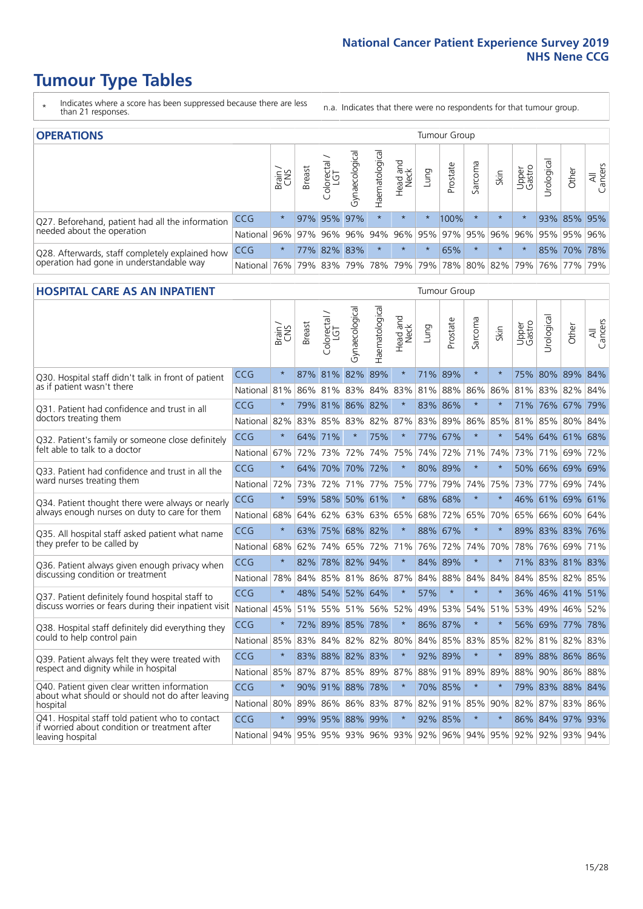# Tumour Type Tables

\* Indicates where a score has been suppressed because there are less than 21 responses.

n.a. Indicates that there were no respondents for that tumour group.

## OPERATIONS

| | | Brain / CNS | Breast | Colorectal / LGT | Gynaecological | Haematological | Head and Neck | Lung | Prostate | Sarcoma | Skin | Upper Gastro | Urological | Other | All Cancers |
|---|---|---|---|---|---|---|---|---|---|---|---|---|---|---|---|
| Q27. Beforehand, patient had all the information needed about the operation | CCG | * | 97% | 95% | 97% | * | * | * | 100% | * | * | * | 93% | 85% | 95% |
| | National | 96% | 97% | 96% | 96% | 94% | 96% | 95% | 97% | 95% | 96% | 96% | 95% | 95% | 96% |
| Q28. Afterwards, staff completely explained how operation had gone in understandable way | CCG | * | 77% | 82% | 83% | * | * | * | 65% | * | * | * | 85% | 70% | 78% |
| | National | 76% | 79% | 83% | 79% | 78% | 79% | 79% | 78% | 80% | 82% | 79% | 76% | 77% | 79% |

## HOSPITAL CARE AS AN INPATIENT

| | | Brain / CNS | Breast | Colorectal / LGT | Gynaecological | Haematological | Head and Neck | Lung | Prostate | Sarcoma | Skin | Upper Gastro | Urological | Other | All Cancers |
|---|---|---|---|---|---|---|---|---|---|---|---|---|---|---|---|
| Q30. Hospital staff didn't talk in front of patient as if patient wasn't there | CCG | * | 87% | 81% | 82% | 89% | * | 71% | 89% | * | * | 75% | 80% | 89% | 84% |
| | National | 81% | 86% | 81% | 83% | 84% | 83% | 81% | 88% | 86% | 86% | 81% | 83% | 82% | 84% |
| Q31. Patient had confidence and trust in all doctors treating them | CCG | * | 79% | 81% | 86% | 82% | * | 83% | 86% | * | * | 71% | 76% | 67% | 79% |
| | National | 82% | 83% | 85% | 83% | 82% | 87% | 83% | 89% | 86% | 85% | 81% | 85% | 80% | 84% |
| Q32. Patient's family or someone close definitely felt able to talk to a doctor | CCG | * | 64% | 71% | * | 75% | * | 77% | 67% | * | * | 54% | 64% | 61% | 68% |
| | National | 67% | 72% | 73% | 72% | 74% | 75% | 74% | 72% | 71% | 74% | 73% | 71% | 69% | 72% |
| Q33. Patient had confidence and trust in all the ward nurses treating them | CCG | * | 64% | 70% | 70% | 72% | * | 80% | 89% | * | * | 50% | 66% | 69% | 69% |
| | National | 72% | 73% | 72% | 71% | 77% | 75% | 77% | 79% | 74% | 75% | 73% | 77% | 69% | 74% |
| Q34. Patient thought there were always or nearly always enough nurses on duty to care for them | CCG | * | 59% | 58% | 50% | 61% | * | 68% | 68% | * | * | 46% | 61% | 69% | 61% |
| | National | 68% | 64% | 62% | 63% | 63% | 65% | 68% | 72% | 65% | 70% | 65% | 66% | 60% | 64% |
| Q35. All hospital staff asked patient what name they prefer to be called by | CCG | * | 63% | 75% | 68% | 82% | * | 88% | 67% | * | * | 89% | 83% | 83% | 76% |
| | National | 68% | 62% | 74% | 65% | 72% | 71% | 76% | 72% | 74% | 70% | 78% | 76% | 69% | 71% |
| Q36. Patient always given enough privacy when discussing condition or treatment | CCG | * | 82% | 78% | 82% | 94% | * | 84% | 89% | * | * | 71% | 83% | 81% | 83% |
| | National | 78% | 84% | 85% | 81% | 86% | 87% | 84% | 88% | 84% | 84% | 84% | 85% | 82% | 85% |
| Q37. Patient definitely found hospital staff to discuss worries or fears during their inpatient visit | CCG | * | 48% | 54% | 52% | 64% | * | 57% | * | * | * | 36% | 46% | 41% | 51% |
| | National | 45% | 51% | 55% | 51% | 56% | 52% | 49% | 53% | 54% | 51% | 53% | 49% | 46% | 52% |
| Q38. Hospital staff definitely did everything they could to help control pain | CCG | * | 72% | 89% | 85% | 78% | * | 86% | 87% | * | * | 56% | 69% | 77% | 78% |
| | National | 85% | 83% | 84% | 82% | 82% | 80% | 84% | 85% | 83% | 85% | 82% | 81% | 82% | 83% |
| Q39. Patient always felt they were treated with respect and dignity while in hospital | CCG | * | 83% | 88% | 82% | 83% | * | 92% | 89% | * | * | 89% | 88% | 86% | 86% |
| | National | 85% | 87% | 87% | 85% | 89% | 87% | 88% | 91% | 89% | 89% | 88% | 90% | 86% | 88% |
| Q40. Patient given clear written information about what should or should not do after leaving hospital | CCG | * | 90% | 91% | 88% | 78% | * | 70% | 85% | * | * | 79% | 83% | 88% | 84% |
| | National | 80% | 89% | 86% | 86% | 83% | 87% | 82% | 91% | 85% | 90% | 82% | 87% | 83% | 86% |
| Q41. Hospital staff told patient who to contact if worried about condition or treatment after leaving hospital | CCG | * | 99% | 95% | 88% | 99% | * | 92% | 85% | * | * | 86% | 84% | 97% | 93% |
| | National | 94% | 95% | 95% | 93% | 96% | 93% | 92% | 96% | 94% | 95% | 92% | 92% | 93% | 94% |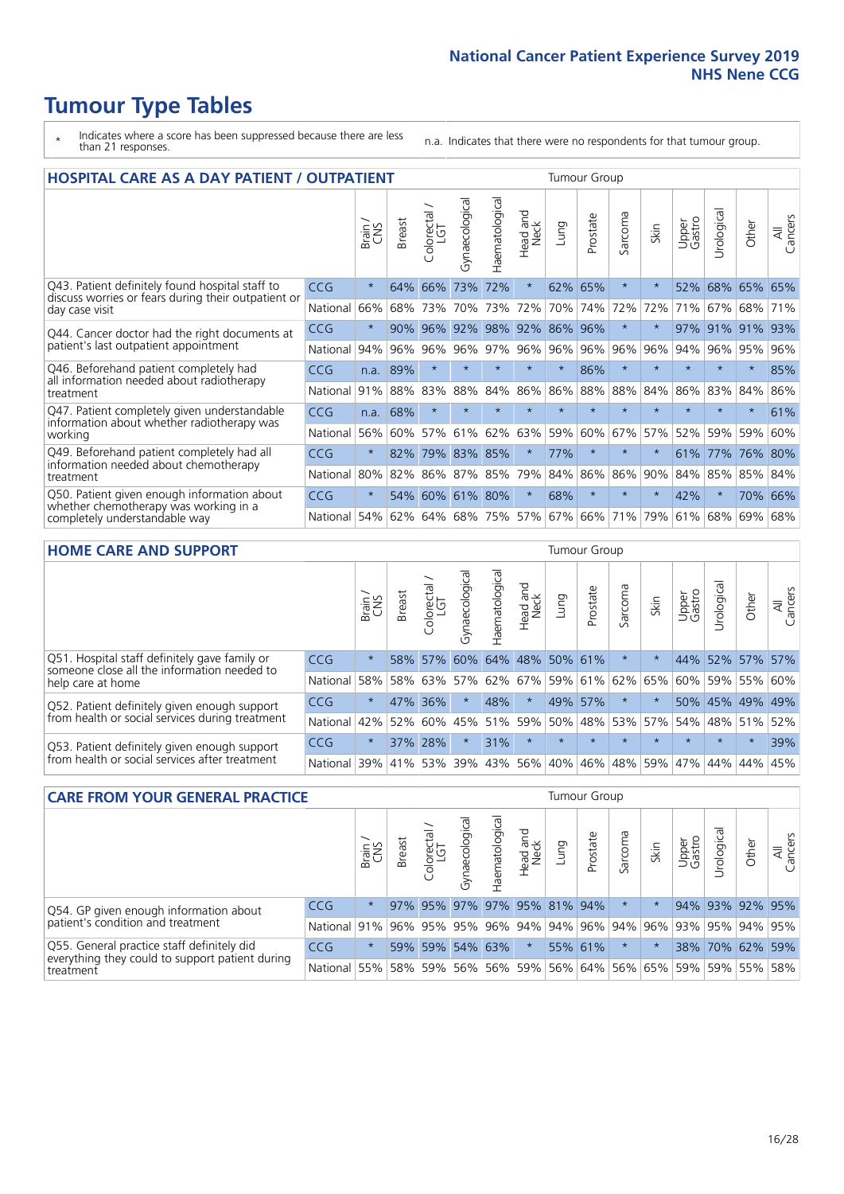# Tumour Type Tables

\* Indicates where a score has been suppressed because there are less than 21 responses.

n.a. Indicates that there were no respondents for that tumour group.

## HOSPITAL CARE AS A DAY PATIENT / OUTPATIENT

| | | Brain / CNS | Breast | Colorectal / LGT | Gynaecological | Haematological | Head and Neck | Lung | Prostate | Sarcoma | Skin | Upper Gastro | Urological | Other | All Cancers |
|---|---|---|---|---|---|---|---|---|---|---|---|---|---|---|---|
| Q43. Patient definitely found hospital staff to discuss worries or fears during their outpatient or day case visit | CCG | * | 64% | 66% | 73% | 72% | * | 62% | 65% | * | * | 52% | 68% | 65% | 65% |
| | National | 66% | 68% | 73% | 70% | 73% | 72% | 70% | 74% | 72% | 72% | 71% | 67% | 68% | 71% |
| Q44. Cancer doctor had the right documents at patient's last outpatient appointment | CCG | * | 90% | 96% | 92% | 98% | 92% | 86% | 96% | * | * | 97% | 91% | 91% | 93% |
| | National | 94% | 96% | 96% | 96% | 97% | 96% | 96% | 96% | 96% | 96% | 94% | 96% | 95% | 96% |
| Q46. Beforehand patient completely had all information needed about radiotherapy treatment | CCG | n.a. | 89% | * | * | * | * | * | 86% | * | * | * | * | * | 85% |
| | National | 91% | 88% | 83% | 88% | 84% | 86% | 86% | 88% | 88% | 84% | 86% | 83% | 84% | 86% |
| Q47. Patient completely given understandable information about whether radiotherapy was working | CCG | n.a. | 68% | * | * | * | * | * | * | * | * | * | * | * | 61% |
| | National | 56% | 60% | 57% | 61% | 62% | 63% | 59% | 60% | 67% | 57% | 52% | 59% | 59% | 60% |
| Q49. Beforehand patient completely had all information needed about chemotherapy treatment | CCG | * | 82% | 79% | 83% | 85% | * | 77% | * | * | * | 61% | 77% | 76% | 80% |
| | National | 80% | 82% | 86% | 87% | 85% | 79% | 84% | 86% | 86% | 90% | 84% | 85% | 85% | 84% |
| Q50. Patient given enough information about whether chemotherapy was working in a completely understandable way | CCG | * | 54% | 60% | 61% | 80% | * | 68% | * | * | * | 42% | * | 70% | 66% |
| | National | 54% | 62% | 64% | 68% | 75% | 57% | 67% | 66% | 71% | 79% | 61% | 68% | 69% | 68% |

## HOME CARE AND SUPPORT

| | | Brain / CNS | Breast | Colorectal / LGT | Gynaecological | Haematological | Head and Neck | Lung | Prostate | Sarcoma | Skin | Upper Gastro | Urological | Other | All Cancers |
|---|---|---|---|---|---|---|---|---|---|---|---|---|---|---|---|
| Q51. Hospital staff definitely gave family or someone close all the information needed to help care at home | CCG | * | 58% | 57% | 60% | 64% | 48% | 50% | 61% | * | * | 44% | 52% | 57% | 57% |
| | National | 58% | 58% | 63% | 57% | 62% | 67% | 59% | 61% | 62% | 65% | 60% | 59% | 55% | 60% |
| Q52. Patient definitely given enough support from health or social services during treatment | CCG | * | 47% | 36% | * | 48% | * | 49% | 57% | * | * | 50% | 45% | 49% | 49% |
| | National | 42% | 52% | 60% | 45% | 51% | 59% | 50% | 48% | 53% | 57% | 54% | 48% | 51% | 52% |
| Q53. Patient definitely given enough support from health or social services after treatment | CCG | * | 37% | 28% | * | 31% | * | * | * | * | * | * | * | * | 39% |
| | National | 39% | 41% | 53% | 39% | 43% | 56% | 40% | 46% | 48% | 59% | 47% | 44% | 44% | 45% |

## CARE FROM YOUR GENERAL PRACTICE

| | | Brain / CNS | Breast | Colorectal / LGT | Gynaecological | Haematological | Head and Neck | Lung | Prostate | Sarcoma | Skin | Upper Gastro | Urological | Other | All Cancers |
|---|---|---|---|---|---|---|---|---|---|---|---|---|---|---|---|
| Q54. GP given enough information about patient's condition and treatment | CCG | * | 97% | 95% | 97% | 97% | 95% | 81% | 94% | * | * | 94% | 93% | 92% | 95% |
| | National | 91% | 96% | 95% | 95% | 96% | 94% | 94% | 96% | 94% | 96% | 93% | 95% | 94% | 95% |
| Q55. General practice staff definitely did everything they could to support patient during treatment | CCG | * | 59% | 59% | 54% | 63% | * | 55% | 61% | * | * | 38% | 70% | 62% | 59% |
| | National | 55% | 58% | 59% | 56% | 56% | 59% | 56% | 64% | 56% | 65% | 59% | 59% | 55% | 58% |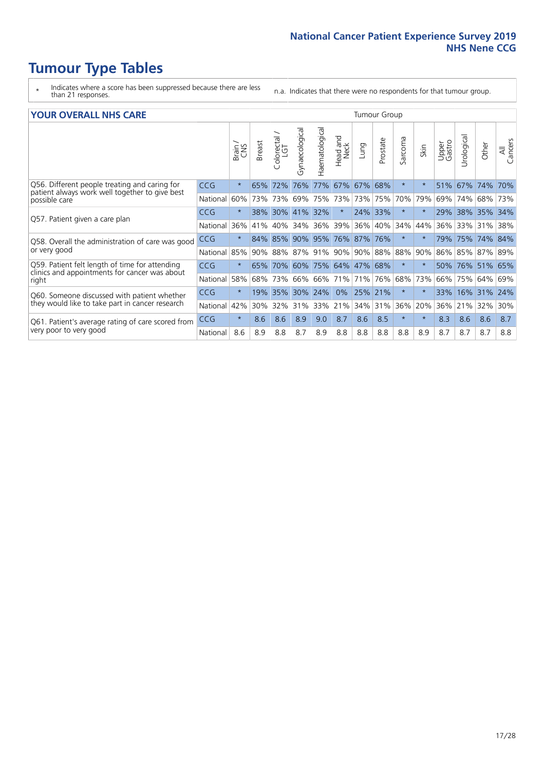# Tumour Type Tables

- \* Indicates where a score has been suppressed because there are less than 21 responses.
- n.a. Indicates that there were no respondents for that tumour group.

## YOUR OVERALL NHS CARE

| | | Brain / CNS | Breast | Colorectal / LGT | Gynaecological | Haematological | Head and Neck | Lung | Prostate | Sarcoma | Skin | Upper Gastro | Urological | Other | All Cancers |
|---|---|---|---|---|---|---|---|---|---|---|---|---|---|---|---|
| Q56. Different people treating and caring for patient always work well together to give best possible care | CCG | * | 65% | 72% | 76% | 77% | 67% | 67% | 68% | * | * | 51% | 67% | 74% | 70% |
| | National | 60% | 73% | 73% | 69% | 75% | 73% | 73% | 75% | 70% | 79% | 69% | 74% | 68% | 73% |
| Q57. Patient given a care plan | CCG | * | 38% | 30% | 41% | 32% | * | 24% | 33% | * | * | 29% | 38% | 35% | 34% |
| | National | 36% | 41% | 40% | 34% | 36% | 39% | 36% | 40% | 34% | 44% | 36% | 33% | 31% | 38% |
| Q58. Overall the administration of care was good or very good | CCG | * | 84% | 85% | 90% | 95% | 76% | 87% | 76% | * | * | 79% | 75% | 74% | 84% |
| | National | 85% | 90% | 88% | 87% | 91% | 90% | 90% | 88% | 88% | 90% | 86% | 85% | 87% | 89% |
| Q59. Patient felt length of time for attending clinics and appointments for cancer was about right | CCG | * | 65% | 70% | 60% | 75% | 64% | 47% | 68% | * | * | 50% | 76% | 51% | 65% |
| | National | 58% | 68% | 73% | 66% | 66% | 71% | 71% | 76% | 68% | 73% | 66% | 75% | 64% | 69% |
| Q60. Someone discussed with patient whether they would like to take part in cancer research | CCG | * | 19% | 35% | 30% | 24% | 0% | 25% | 21% | * | * | 33% | 16% | 31% | 24% |
| | National | 42% | 30% | 32% | 31% | 33% | 21% | 34% | 31% | 36% | 20% | 36% | 21% | 32% | 30% |
| Q61. Patient's average rating of care scored from very poor to very good | CCG | * | 8.6 | 8.6 | 8.9 | 9.0 | 8.7 | 8.6 | 8.5 | * | * | 8.3 | 8.6 | 8.6 | 8.7 |
| | National | 8.6 | 8.9 | 8.8 | 8.7 | 8.9 | 8.8 | 8.8 | 8.8 | 8.8 | 8.9 | 8.7 | 8.7 | 8.7 | 8.8 |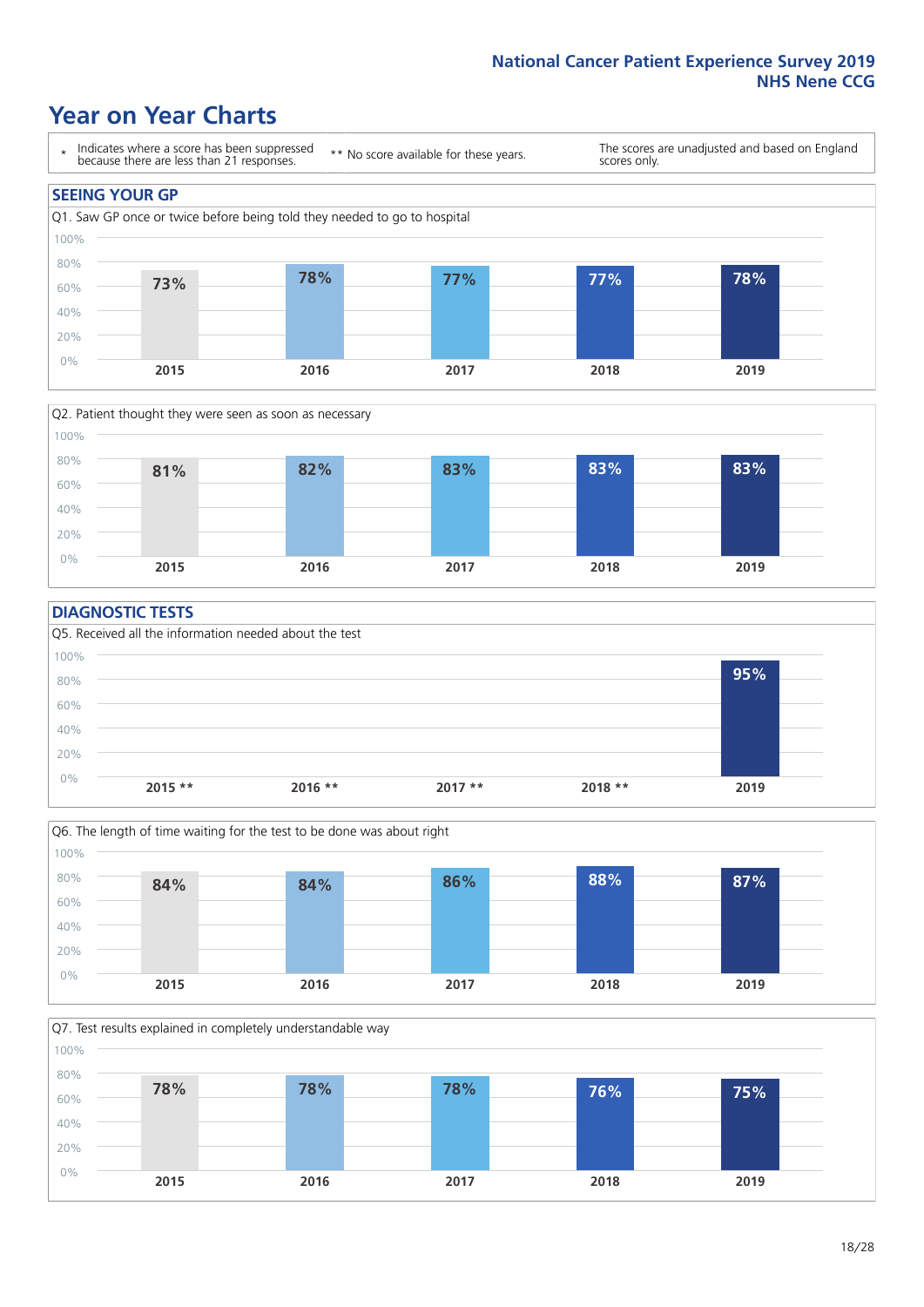# Year on Year Charts

\* Indicates where a score has been suppressed because there are less than 21 responses.

** No score available for these years.

The scores are unadjusted and based on England scores only.

## SEEING YOUR GP

Q1. Saw GP once or twice before being told they needed to go to hospital

| 2015 | 2016 | 2017 | 2018 | 2019 |
|---|---|---|---|---|
| 73% | 78% | 77% | 77% | 78% |

Q2. Patient thought they were seen as soon as necessary

| 2015 | 2016 | 2017 | 2018 | 2019 |
|---|---|---|---|---|
| 81% | 82% | 83% | 83% | 83% |

## DIAGNOSTIC TESTS

Q5. Received all the information needed about the test

| 2015 ** | 2016 ** | 2017 ** | 2018 ** | 2019 |
|---|---|---|---|---|
| | | | | 95% |

Q6. The length of time waiting for the test to be done was about right

| 2015 | 2016 | 2017 | 2018 | 2019 |
|---|---|---|---|---|
| 84% | 84% | 86% | 88% | 87% |

Q7. Test results explained in completely understandable way

| 2015 | 2016 | 2017 | 2018 | 2019 |
|---|---|---|---|---|
| 78% | 78% | 78% | 76% | 75% |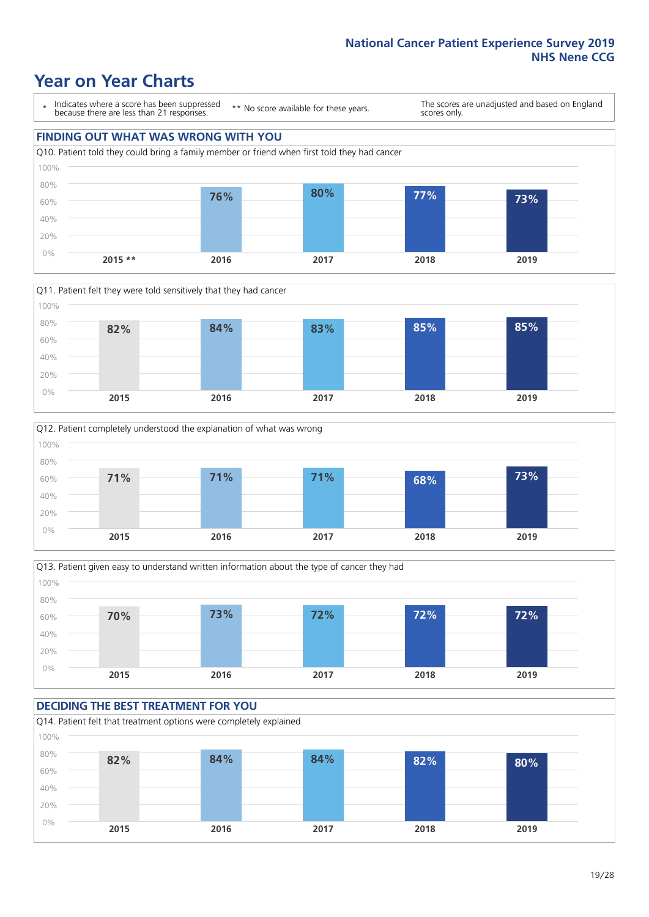# Year on Year Charts

\* Indicates where a score has been suppressed because there are less than 21 responses.

\*\* No score available for these years.

The scores are unadjusted and based on England scores only.

## FINDING OUT WHAT WAS WRONG WITH YOU

Q10. Patient told they could bring a family member or friend when first told they had cancer

| 2015 ** | 2016 | 2017 | 2018 | 2019 |
|---|---|---|---|---|
| | 76% | 80% | 77% | 73% |

Q11. Patient felt they were told sensitively that they had cancer

| 2015 | 2016 | 2017 | 2018 | 2019 |
|---|---|---|---|---|
| 82% | 84% | 83% | 85% | 85% |

Q12. Patient completely understood the explanation of what was wrong

| 2015 | 2016 | 2017 | 2018 | 2019 |
|---|---|---|---|---|
| 71% | 71% | 71% | 68% | 73% |

Q13. Patient given easy to understand written information about the type of cancer they had

| 2015 | 2016 | 2017 | 2018 | 2019 |
|---|---|---|---|---|
| 70% | 73% | 72% | 72% | 72% |

## DECIDING THE BEST TREATMENT FOR YOU

Q14. Patient felt that treatment options were completely explained

| 2015 | 2016 | 2017 | 2018 | 2019 |
|---|---|---|---|---|
| 82% | 84% | 84% | 82% | 80% |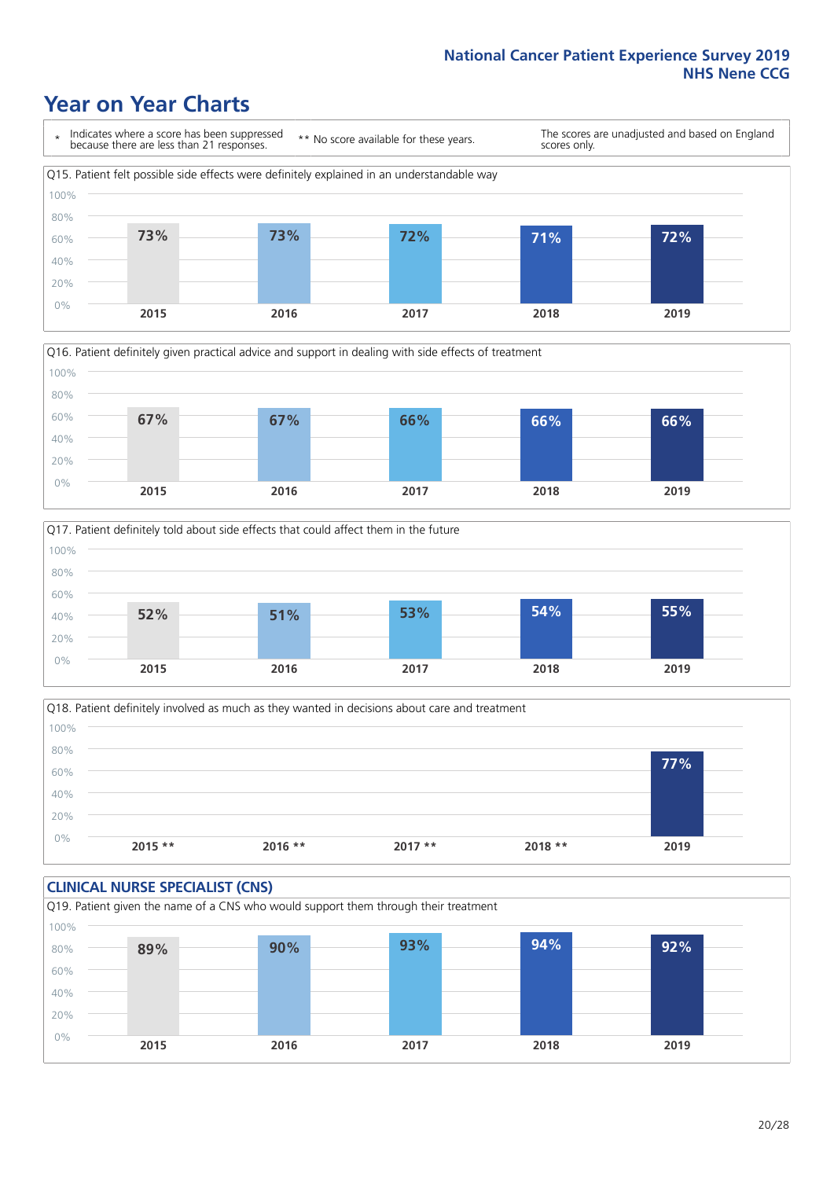# Year on Year Charts

\* Indicates where a score has been suppressed because there are less than 21 responses.

** No score available for these years.

The scores are unadjusted and based on England scores only.

Q15. Patient felt possible side effects were definitely explained in an understandable way

| 2015 | 2016 | 2017 | 2018 | 2019 |
|---|---|---|---|---|
| 73% | 73% | 72% | 71% | 72% |

Q16. Patient definitely given practical advice and support in dealing with side effects of treatment

| 2015 | 2016 | 2017 | 2018 | 2019 |
|---|---|---|---|---|
| 67% | 67% | 66% | 66% | 66% |

Q17. Patient definitely told about side effects that could affect them in the future

| 2015 | 2016 | 2017 | 2018 | 2019 |
|---|---|---|---|---|
| 52% | 51% | 53% | 54% | 55% |

Q18. Patient definitely involved as much as they wanted in decisions about care and treatment

| 2015 ** | 2016 ** | 2017 ** | 2018 ** | 2019 |
|---|---|---|---|---|
| | | | | 77% |

## CLINICAL NURSE SPECIALIST (CNS)

Q19. Patient given the name of a CNS who would support them through their treatment

| 2015 | 2016 | 2017 | 2018 | 2019 |
|---|---|---|---|---|
| 89% | 90% | 93% | 94% | 92% |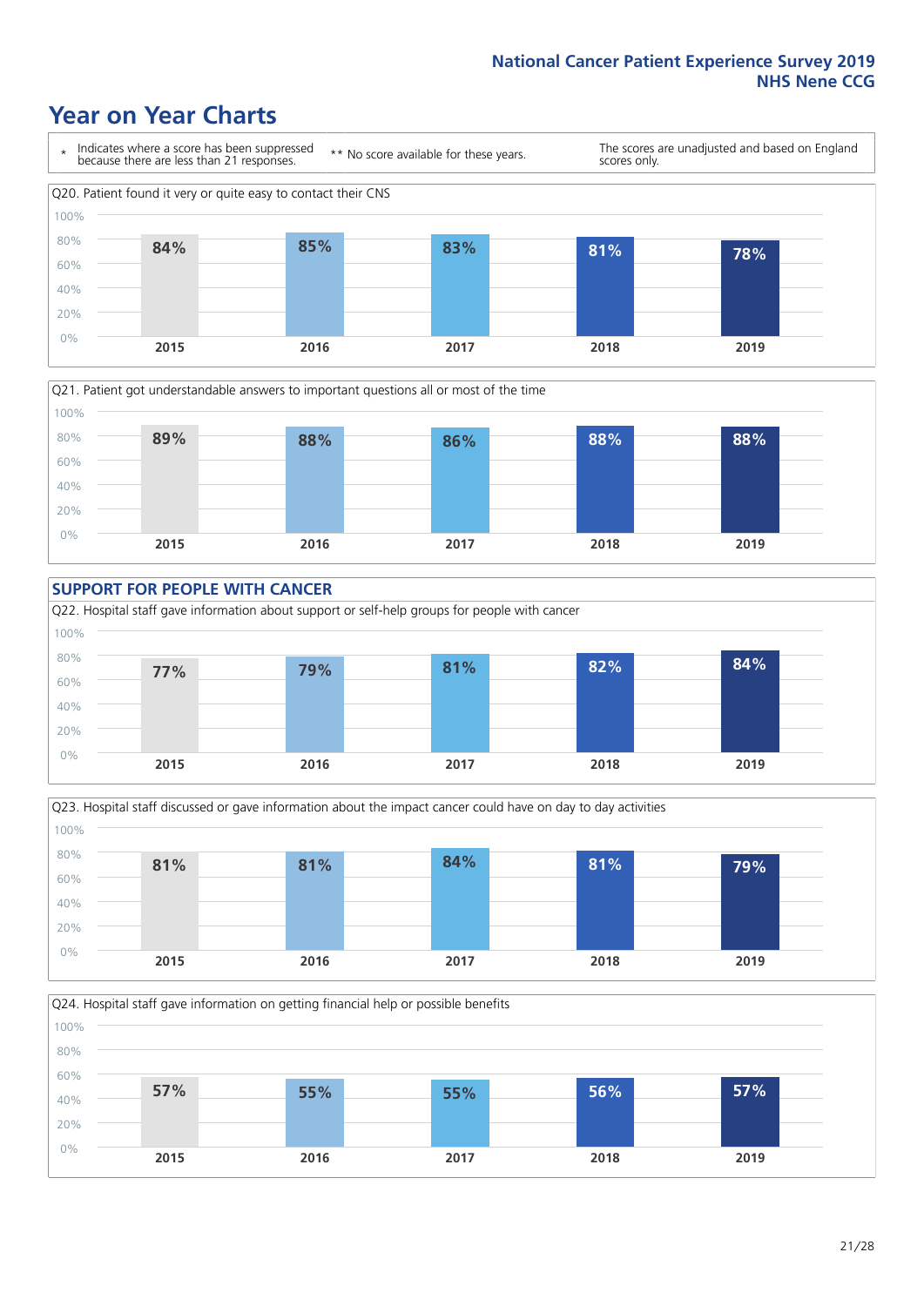## Year on Year Charts

\* Indicates where a score has been suppressed because there are less than 21 responses.

** No score available for these years.

The scores are unadjusted and based on England scores only.

Q20. Patient found it very or quite easy to contact their CNS

| 2015 | 2016 | 2017 | 2018 | 2019 |
|---|---|---|---|---|
| 84% | 85% | 83% | 81% | 78% |

Q21. Patient got understandable answers to important questions all or most of the time

| 2015 | 2016 | 2017 | 2018 | 2019 |
|---|---|---|---|---|
| 89% | 88% | 86% | 88% | 88% |

### SUPPORT FOR PEOPLE WITH CANCER

Q22. Hospital staff gave information about support or self-help groups for people with cancer

| 2015 | 2016 | 2017 | 2018 | 2019 |
|---|---|---|---|---|
| 77% | 79% | 81% | 82% | 84% |

Q23. Hospital staff discussed or gave information about the impact cancer could have on day to day activities

| 2015 | 2016 | 2017 | 2018 | 2019 |
|---|---|---|---|---|
| 81% | 81% | 84% | 81% | 79% |

Q24. Hospital staff gave information on getting financial help or possible benefits

| 2015 | 2016 | 2017 | 2018 | 2019 |
|---|---|---|---|---|
| 57% | 55% | 55% | 56% | 57% |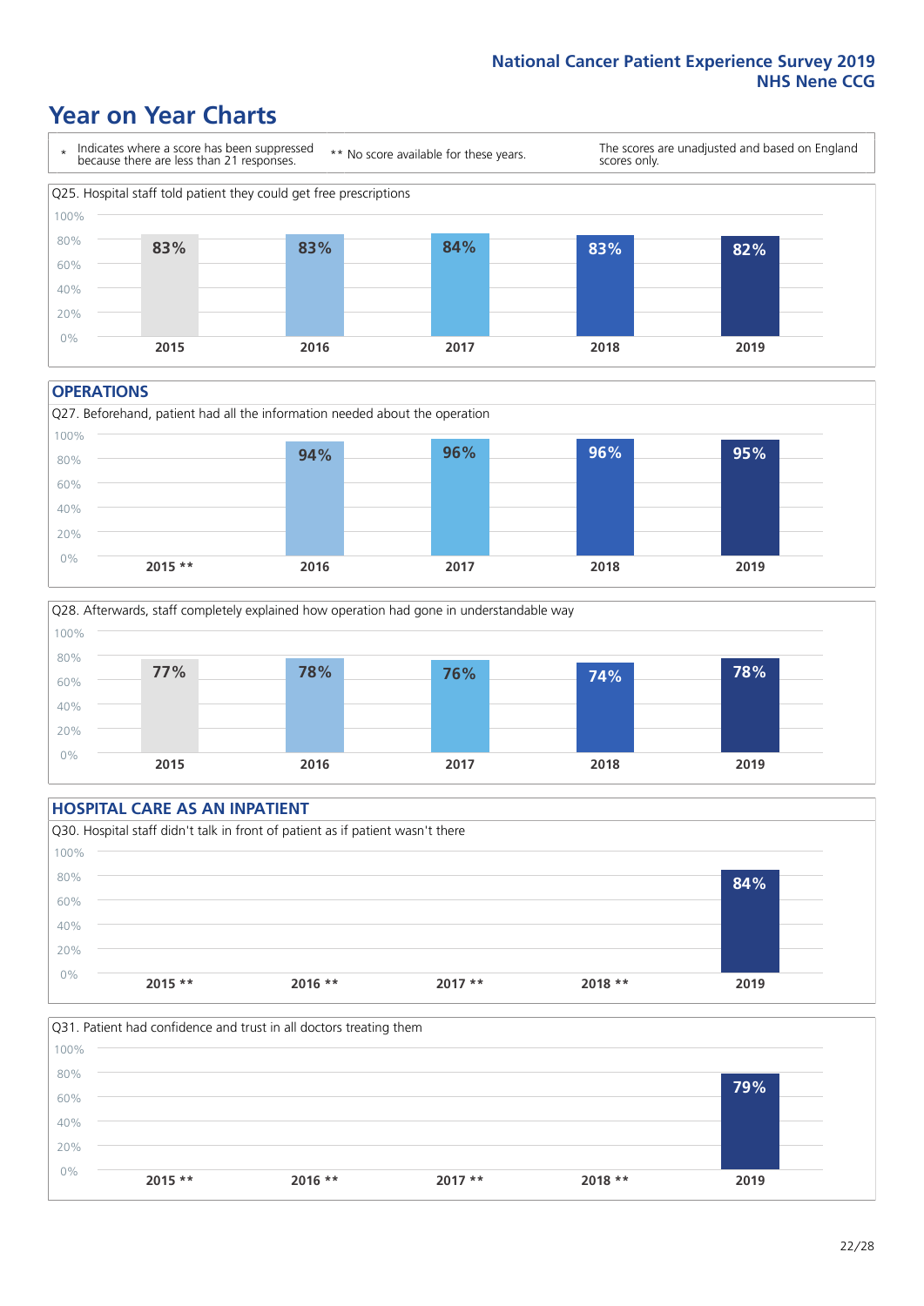# Year on Year Charts

\* Indicates where a score has been suppressed because there are less than 21 responses.

** No score available for these years.

The scores are unadjusted and based on England scores only.

Q25. Hospital staff told patient they could get free prescriptions

| 2015 | 2016 | 2017 | 2018 | 2019 |
|---|---|---|---|---|
| 83% | 83% | 84% | 83% | 82% |

## OPERATIONS

Q27. Beforehand, patient had all the information needed about the operation

| 2015 ** | 2016 | 2017 | 2018 | 2019 |
|---|---|---|---|---|
| | 94% | 96% | 96% | 95% |

Q28. Afterwards, staff completely explained how operation had gone in understandable way

| 2015 | 2016 | 2017 | 2018 | 2019 |
|---|---|---|---|---|
| 77% | 78% | 76% | 74% | 78% |

## HOSPITAL CARE AS AN INPATIENT

Q30. Hospital staff didn't talk in front of patient as if patient wasn't there

| 2015 ** | 2016 ** | 2017 ** | 2018 ** | 2019 |
|---|---|---|---|---|
| | | | | 84% |

Q31. Patient had confidence and trust in all doctors treating them

| 2015 ** | 2016 ** | 2017 ** | 2018 ** | 2019 |
|---|---|---|---|---|
| | | | | 79% |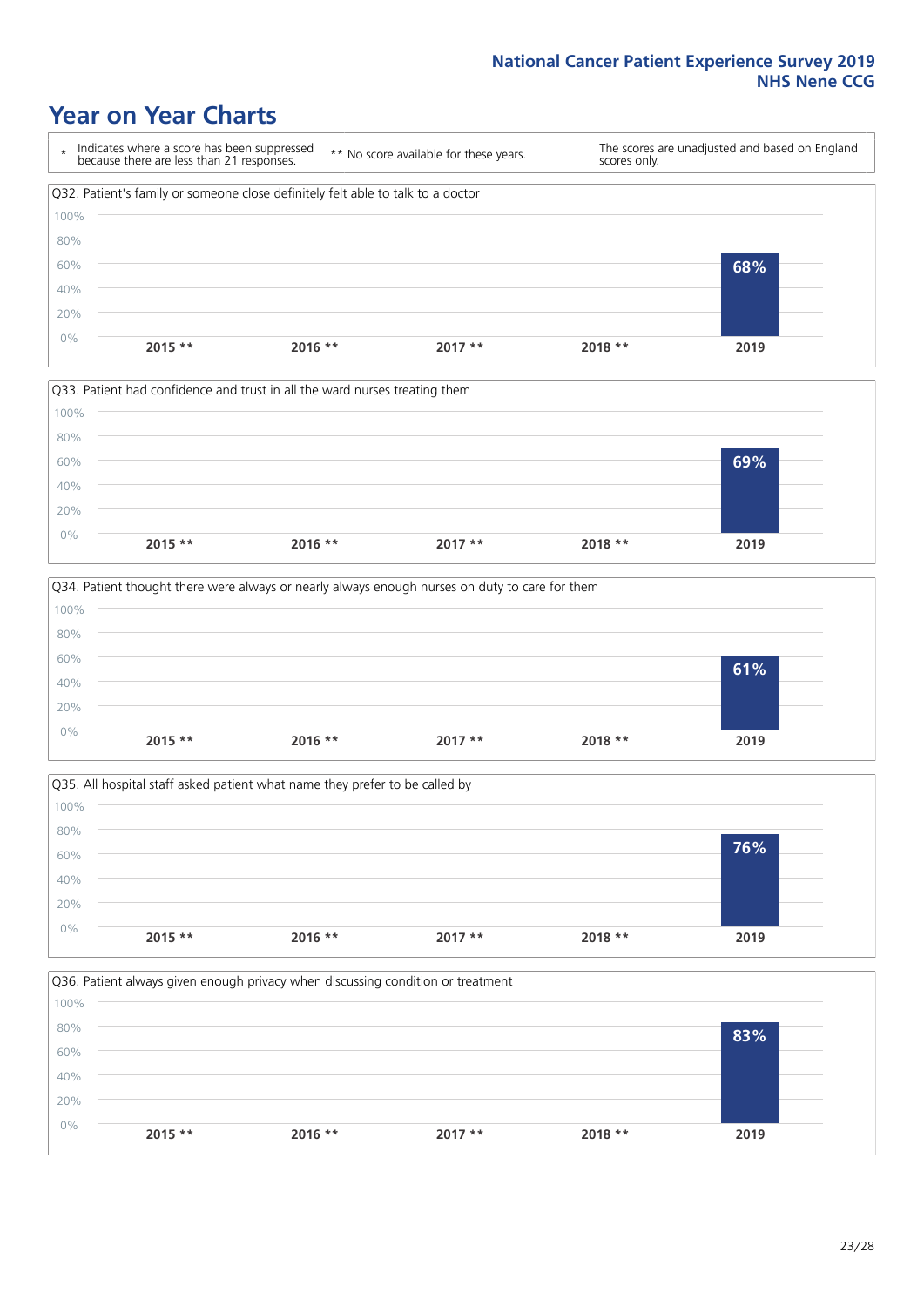## Year on Year Charts

\* Indicates where a score has been suppressed because there are less than 21 responses.

\*\* No score available for these years.

The scores are unadjusted and based on England scores only.

Q32. Patient's family or someone close definitely felt able to talk to a doctor

| 2015 ** | 2016 ** | 2017 ** | 2018 ** | 2019 |
|---|---|---|---|---|
| | | | | 68% |

Q33. Patient had confidence and trust in all the ward nurses treating them

| 2015 ** | 2016 ** | 2017 ** | 2018 ** | 2019 |
|---|---|---|---|---|
| | | | | 69% |

Q34. Patient thought there were always or nearly always enough nurses on duty to care for them

| 2015 ** | 2016 ** | 2017 ** | 2018 ** | 2019 |
|---|---|---|---|---|
| | | | | 61% |

Q35. All hospital staff asked patient what name they prefer to be called by

| 2015 ** | 2016 ** | 2017 ** | 2018 ** | 2019 |
|---|---|---|---|---|
| | | | | 76% |

Q36. Patient always given enough privacy when discussing condition or treatment

| 2015 ** | 2016 ** | 2017 ** | 2018 ** | 2019 |
|---|---|---|---|---|
| | | | | 83% |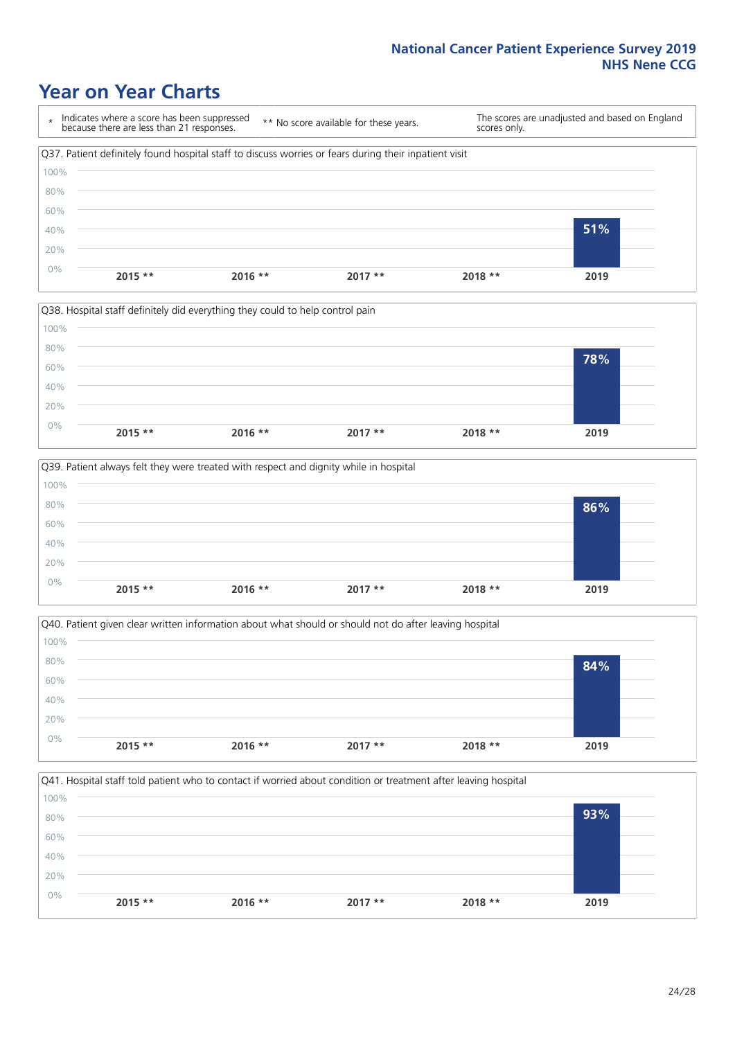National Cancer Patient Experience Survey 2019
NHS Nene CCG

# Year on Year Charts

\* Indicates where a score has been suppressed because there are less than 21 responses.

** No score available for these years.

The scores are unadjusted and based on England scores only.

Q37. Patient definitely found hospital staff to discuss worries or fears during their inpatient visit

| 2015 ** | 2016 ** | 2017 ** | 2018 ** | 2019 |
|---|---|---|---|---|
| | | | | 51% |

Q38. Hospital staff definitely did everything they could to help control pain

| 2015 ** | 2016 ** | 2017 ** | 2018 ** | 2019 |
|---|---|---|---|---|
| | | | | 78% |

Q39. Patient always felt they were treated with respect and dignity while in hospital

| 2015 ** | 2016 ** | 2017 ** | 2018 ** | 2019 |
|---|---|---|---|---|
| | | | | 86% |

Q40. Patient given clear written information about what should or should not do after leaving hospital

| 2015 ** | 2016 ** | 2017 ** | 2018 ** | 2019 |
|---|---|---|---|---|
| | | | | 84% |

Q41. Hospital staff told patient who to contact if worried about condition or treatment after leaving hospital

| 2015 ** | 2016 ** | 2017 ** | 2018 ** | 2019 |
|---|---|---|---|---|
| | | | | 93% |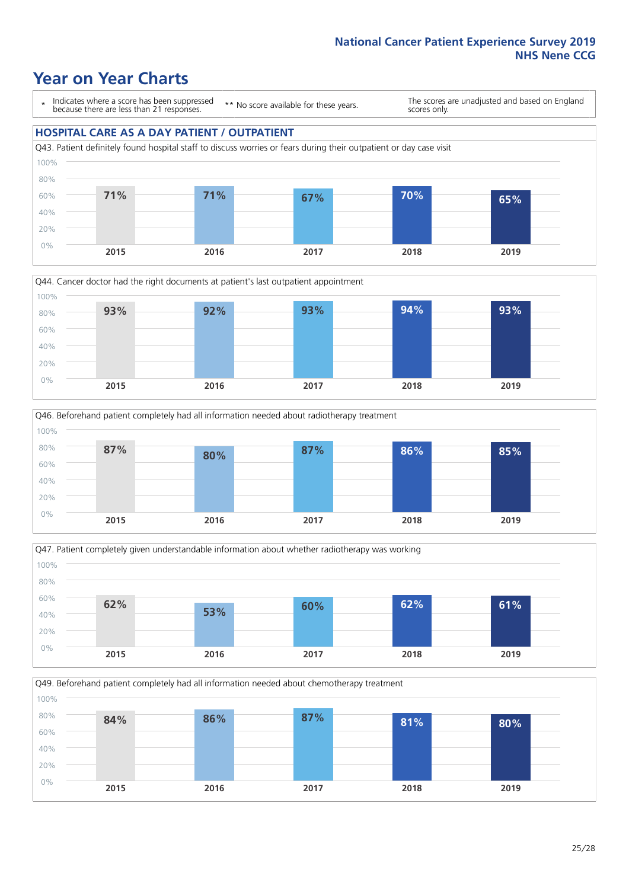# Year on Year Charts

\* Indicates where a score has been suppressed because there are less than 21 responses.

\*\* No score available for these years.

The scores are unadjusted and based on England scores only.

## HOSPITAL CARE AS A DAY PATIENT / OUTPATIENT

Q43. Patient definitely found hospital staff to discuss worries or fears during their outpatient or day case visit

| 2015 | 2016 | 2017 | 2018 | 2019 |
|---|---|---|---|---|
| 71% | 71% | 67% | 70% | 65% |

Q44. Cancer doctor had the right documents at patient's last outpatient appointment

| 2015 | 2016 | 2017 | 2018 | 2019 |
|---|---|---|---|---|
| 93% | 92% | 93% | 94% | 93% |

Q46. Beforehand patient completely had all information needed about radiotherapy treatment

| 2015 | 2016 | 2017 | 2018 | 2019 |
|---|---|---|---|---|
| 87% | 80% | 87% | 86% | 85% |

Q47. Patient completely given understandable information about whether radiotherapy was working

| 2015 | 2016 | 2017 | 2018 | 2019 |
|---|---|---|---|---|
| 62% | 53% | 60% | 62% | 61% |

Q49. Beforehand patient completely had all information needed about chemotherapy treatment

| 2015 | 2016 | 2017 | 2018 | 2019 |
|---|---|---|---|---|
| 84% | 86% | 87% | 81% | 80% |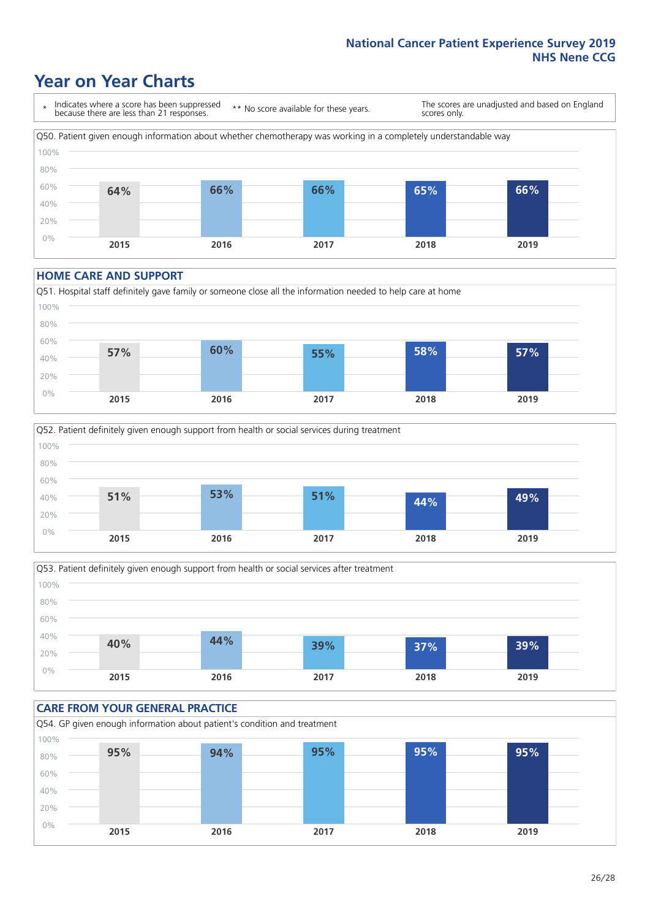# Year on Year Charts

\* Indicates where a score has been suppressed because there are less than 21 responses.

** No score available for these years.

The scores are unadjusted and based on England scores only.

Q50. Patient given enough information about whether chemotherapy was working in a completely understandable way

| 2015 | 2016 | 2017 | 2018 | 2019 |
|---|---|---|---|---|
| 64% | 66% | 66% | 65% | 66% |

## HOME CARE AND SUPPORT

Q51. Hospital staff definitely gave family or someone close all the information needed to help care at home

| 2015 | 2016 | 2017 | 2018 | 2019 |
|---|---|---|---|---|
| 57% | 60% | 55% | 58% | 57% |

Q52. Patient definitely given enough support from health or social services during treatment

| 2015 | 2016 | 2017 | 2018 | 2019 |
|---|---|---|---|---|
| 51% | 53% | 51% | 44% | 49% |

Q53. Patient definitely given enough support from health or social services after treatment

| 2015 | 2016 | 2017 | 2018 | 2019 |
|---|---|---|---|---|
| 40% | 44% | 39% | 37% | 39% |

## CARE FROM YOUR GENERAL PRACTICE

Q54. GP given enough information about patient's condition and treatment

| 2015 | 2016 | 2017 | 2018 | 2019 |
|---|---|---|---|---|
| 95% | 94% | 95% | 95% | 95% |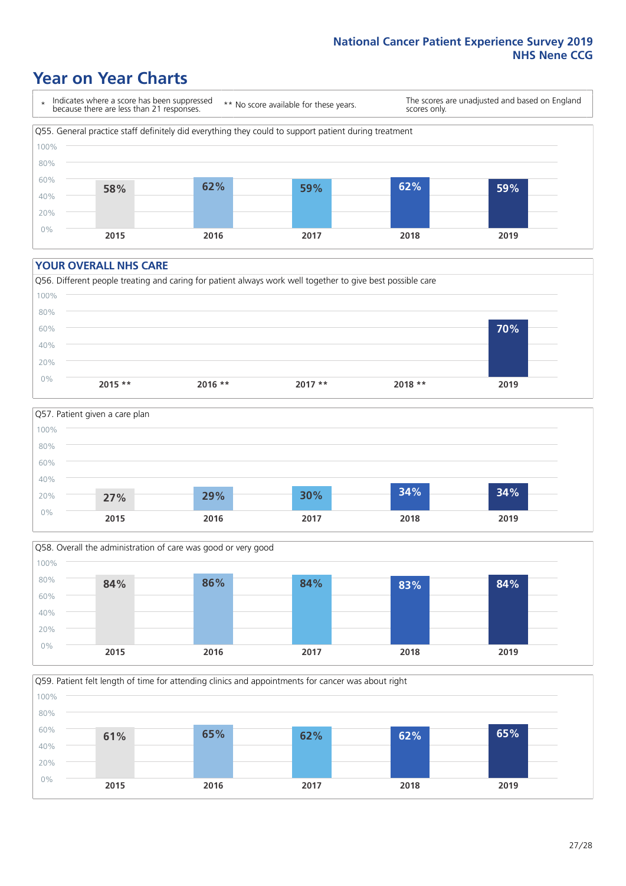# Year on Year Charts

| * Indicates where a score has been suppressed because there are less than 21 responses. | ** No score available for these years. | The scores are unadjusted and based on England scores only. |
|---|---|---|

Q55. General practice staff definitely did everything they could to support patient during treatment

| 2015 | 2016 | 2017 | 2018 | 2019 |
|---|---|---|---|---|
| 58% | 62% | 59% | 62% | 59% |

## YOUR OVERALL NHS CARE

Q56. Different people treating and caring for patient always work well together to give best possible care

| 2015 ** | 2016 ** | 2017 ** | 2018 ** | 2019 |
|---|---|---|---|---|
| | | | | 70% |

Q57. Patient given a care plan

| 2015 | 2016 | 2017 | 2018 | 2019 |
|---|---|---|---|---|
| 27% | 29% | 30% | 34% | 34% |

Q58. Overall the administration of care was good or very good

| 2015 | 2016 | 2017 | 2018 | 2019 |
|---|---|---|---|---|
| 84% | 86% | 84% | 83% | 84% |

Q59. Patient felt length of time for attending clinics and appointments for cancer was about right

| 2015 | 2016 | 2017 | 2018 | 2019 |
|---|---|---|---|---|
| 61% | 65% | 62% | 62% | 65% |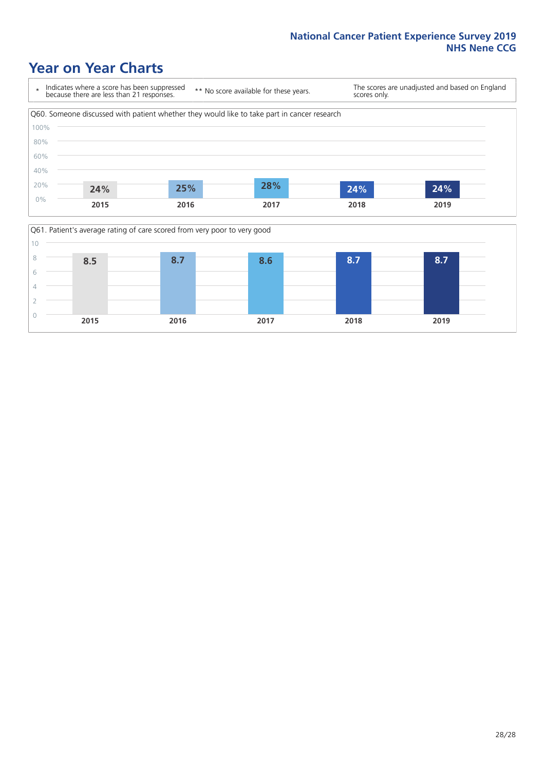# Year on Year Charts

\* Indicates where a score has been suppressed because there are less than 21 responses.

\*\* No score available for these years.

The scores are unadjusted and based on England scores only.

Q60. Someone discussed with patient whether they would like to take part in cancer research

100%
80%
60%
40%
20%
0%

24% 2015
25% 2016
28% 2017
24% 2018
24% 2019

Q61. Patient's average rating of care scored from very poor to very good

10
8
6
4
2
0

8.5 2015
8.7 2016
8.6 2017
8.7 2018
8.7 2019